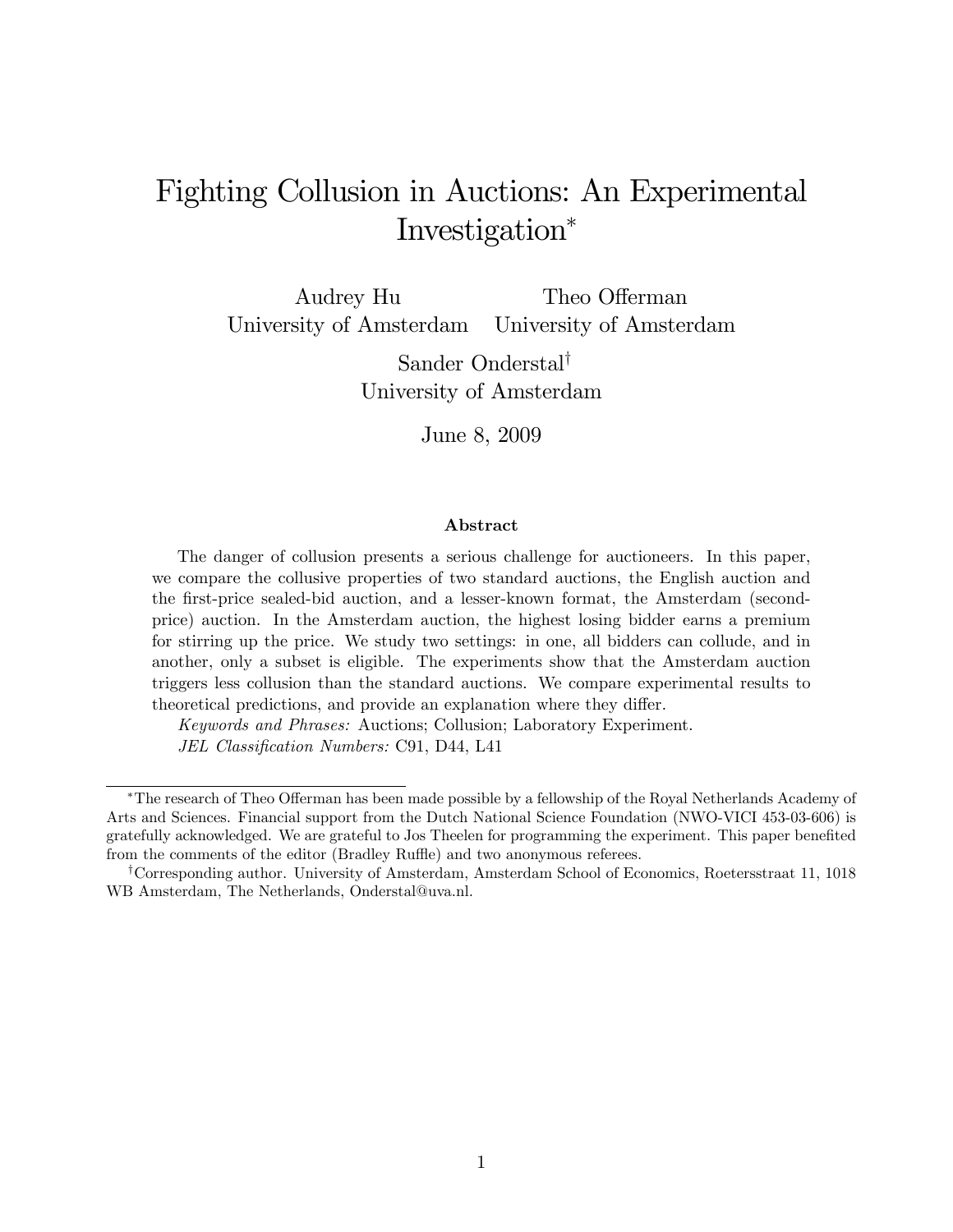# Fighting Collusion in Auctions: An Experimental Investigation*

Audrey Hu
University of Amsterdam

Theo Offerman
University of Amsterdam

Sander Onderstal†
University of Amsterdam

June 8, 2009

## Abstract

The danger of collusion presents a serious challenge for auctioneers. In this paper, we compare the collusive properties of two standard auctions, the English auction and the first-price sealed-bid auction, and a lesser-known format, the Amsterdam (second-price) auction. In the Amsterdam auction, the highest losing bidder earns a premium for stirring up the price. We study two settings: in one, all bidders can collude, and in another, only a subset is eligible. The experiments show that the Amsterdam auction triggers less collusion than the standard auctions. We compare experimental results to theoretical predictions, and provide an explanation where they differ.

*Keywords and Phrases:* Auctions; Collusion; Laboratory Experiment.

*JEL Classification Numbers:* C91, D44, L41

---

*The research of Theo Offerman has been made possible by a fellowship of the Royal Netherlands Academy of Arts and Sciences. Financial support from the Dutch National Science Foundation (NWO-VICI 453-03-606) is gratefully acknowledged. We are grateful to Jos Theelen for programming the experiment. This paper benefited from the comments of the editor (Bradley Ruffle) and two anonymous referees.

†Corresponding author. University of Amsterdam, Amsterdam School of Economics, Roetersstraat 11, 1018 WB Amsterdam, The Netherlands, Onderstal@uva.nl.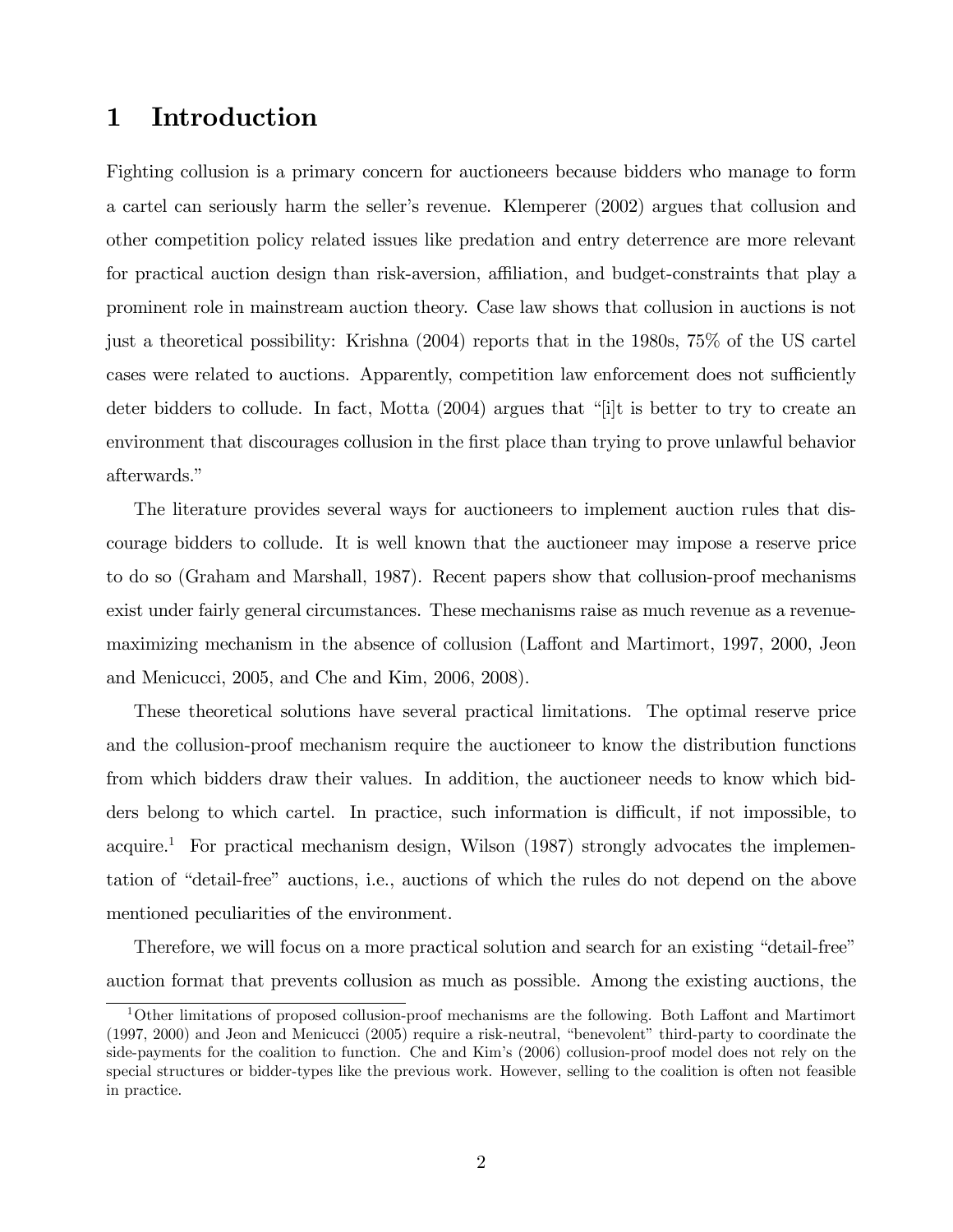# 1 Introduction

Fighting collusion is a primary concern for auctioneers because bidders who manage to form a cartel can seriously harm the seller's revenue. Klemperer (2002) argues that collusion and other competition policy related issues like predation and entry deterrence are more relevant for practical auction design than risk-aversion, affiliation, and budget-constraints that play a prominent role in mainstream auction theory. Case law shows that collusion in auctions is not just a theoretical possibility: Krishna (2004) reports that in the 1980s, 75% of the US cartel cases were related to auctions. Apparently, competition law enforcement does not sufficiently deter bidders to collude. In fact, Motta (2004) argues that "[i]t is better to try to create an environment that discourages collusion in the first place than trying to prove unlawful behavior afterwards."

The literature provides several ways for auctioneers to implement auction rules that discourage bidders to collude. It is well known that the auctioneer may impose a reserve price to do so (Graham and Marshall, 1987). Recent papers show that collusion-proof mechanisms exist under fairly general circumstances. These mechanisms raise as much revenue as a revenue-maximizing mechanism in the absence of collusion (Laffont and Martimort, 1997, 2000, Jeon and Menicucci, 2005, and Che and Kim, 2006, 2008).

These theoretical solutions have several practical limitations. The optimal reserve price and the collusion-proof mechanism require the auctioneer to know the distribution functions from which bidders draw their values. In addition, the auctioneer needs to know which bidders belong to which cartel. In practice, such information is difficult, if not impossible, to acquire.[1] For practical mechanism design, Wilson (1987) strongly advocates the implementation of "detail-free" auctions, i.e., auctions of which the rules do not depend on the above mentioned peculiarities of the environment.

Therefore, we will focus on a more practical solution and search for an existing "detail-free" auction format that prevents collusion as much as possible. Among the existing auctions, the

[1] Other limitations of proposed collusion-proof mechanisms are the following. Both Laffont and Martimort (1997, 2000) and Jeon and Menicucci (2005) require a risk-neutral, "benevolent" third-party to coordinate the side-payments for the coalition to function. Che and Kim's (2006) collusion-proof model does not rely on the special structures or bidder-types like the previous work. However, selling to the coalition is often not feasible in practice.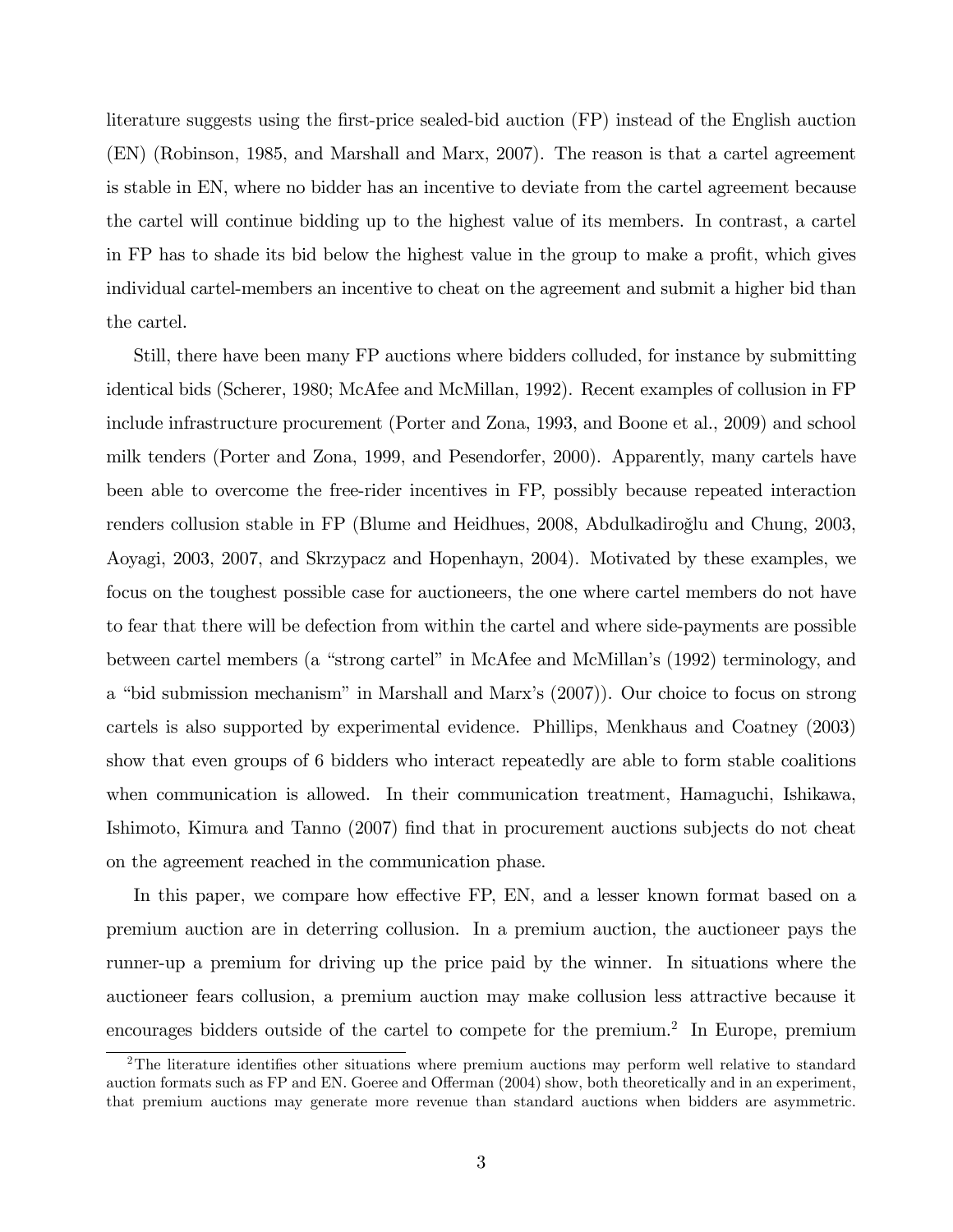literature suggests using the first-price sealed-bid auction (FP) instead of the English auction (EN) (Robinson, 1985, and Marshall and Marx, 2007). The reason is that a cartel agreement is stable in EN, where no bidder has an incentive to deviate from the cartel agreement because the cartel will continue bidding up to the highest value of its members. In contrast, a cartel in FP has to shade its bid below the highest value in the group to make a profit, which gives individual cartel-members an incentive to cheat on the agreement and submit a higher bid than the cartel.

Still, there have been many FP auctions where bidders colluded, for instance by submitting identical bids (Scherer, 1980; McAfee and McMillan, 1992). Recent examples of collusion in FP include infrastructure procurement (Porter and Zona, 1993, and Boone et al., 2009) and school milk tenders (Porter and Zona, 1999, and Pesendorfer, 2000). Apparently, many cartels have been able to overcome the free-rider incentives in FP, possibly because repeated interaction renders collusion stable in FP (Blume and Heidhues, 2008, Abdulkadiroğlu and Chung, 2003, Aoyagi, 2003, 2007, and Skrzypacz and Hopenhayn, 2004). Motivated by these examples, we focus on the toughest possible case for auctioneers, the one where cartel members do not have to fear that there will be defection from within the cartel and where side-payments are possible between cartel members (a "strong cartel" in McAfee and McMillan's (1992) terminology, and a "bid submission mechanism" in Marshall and Marx's (2007)). Our choice to focus on strong cartels is also supported by experimental evidence. Phillips, Menkhaus and Coatney (2003) show that even groups of 6 bidders who interact repeatedly are able to form stable coalitions when communication is allowed. In their communication treatment, Hamaguchi, Ishikawa, Ishimoto, Kimura and Tanno (2007) find that in procurement auctions subjects do not cheat on the agreement reached in the communication phase.

In this paper, we compare how effective FP, EN, and a lesser known format based on a premium auction are in deterring collusion. In a premium auction, the auctioneer pays the runner-up a premium for driving up the price paid by the winner. In situations where the auctioneer fears collusion, a premium auction may make collusion less attractive because it encourages bidders outside of the cartel to compete for the premium.[2] In Europe, premium

[2]The literature identifies other situations where premium auctions may perform well relative to standard auction formats such as FP and EN. Goeree and Offerman (2004) show, both theoretically and in an experiment, that premium auctions may generate more revenue than standard auctions when bidders are asymmetric.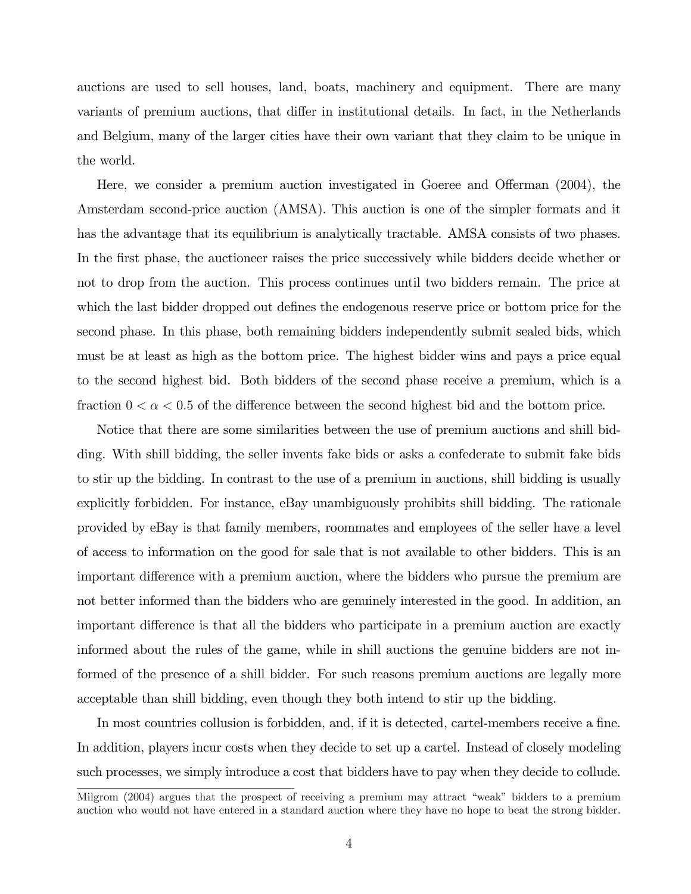auctions are used to sell houses, land, boats, machinery and equipment. There are many variants of premium auctions, that differ in institutional details. In fact, in the Netherlands and Belgium, many of the larger cities have their own variant that they claim to be unique in the world.

Here, we consider a premium auction investigated in Goeree and Offerman (2004), the Amsterdam second-price auction (AMSA). This auction is one of the simpler formats and it has the advantage that its equilibrium is analytically tractable. AMSA consists of two phases. In the first phase, the auctioneer raises the price successively while bidders decide whether or not to drop from the auction. This process continues until two bidders remain. The price at which the last bidder dropped out defines the endogenous reserve price or bottom price for the second phase. In this phase, both remaining bidders independently submit sealed bids, which must be at least as high as the bottom price. The highest bidder wins and pays a price equal to the second highest bid. Both bidders of the second phase receive a premium, which is a fraction $0 < \alpha < 0.5$ of the difference between the second highest bid and the bottom price.

Notice that there are some similarities between the use of premium auctions and shill bidding. With shill bidding, the seller invents fake bids or asks a confederate to submit fake bids to stir up the bidding. In contrast to the use of a premium in auctions, shill bidding is usually explicitly forbidden. For instance, eBay unambiguously prohibits shill bidding. The rationale provided by eBay is that family members, roommates and employees of the seller have a level of access to information on the good for sale that is not available to other bidders. This is an important difference with a premium auction, where the bidders who pursue the premium are not better informed than the bidders who are genuinely interested in the good. In addition, an important difference is that all the bidders who participate in a premium auction are exactly informed about the rules of the game, while in shill auctions the genuine bidders are not informed of the presence of a shill bidder. For such reasons premium auctions are legally more acceptable than shill bidding, even though they both intend to stir up the bidding.

In most countries collusion is forbidden, and, if it is detected, cartel-members receive a fine. In addition, players incur costs when they decide to set up a cartel. Instead of closely modeling such processes, we simply introduce a cost that bidders have to pay when they decide to collude.

Milgrom (2004) argues that the prospect of receiving a premium may attract "weak" bidders to a premium auction who would not have entered in a standard auction where they have no hope to beat the strong bidder.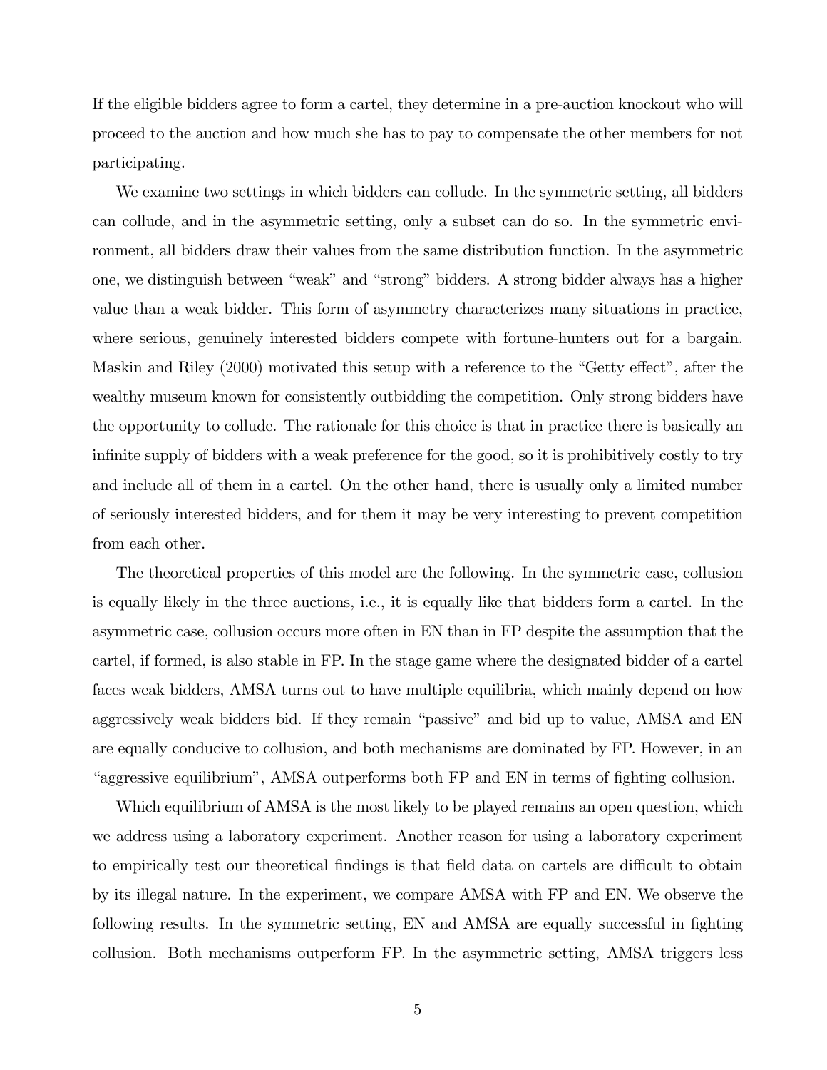If the eligible bidders agree to form a cartel, they determine in a pre-auction knockout who will proceed to the auction and how much she has to pay to compensate the other members for not participating.

We examine two settings in which bidders can collude. In the symmetric setting, all bidders can collude, and in the asymmetric setting, only a subset can do so. In the symmetric environment, all bidders draw their values from the same distribution function. In the asymmetric one, we distinguish between "weak" and "strong" bidders. A strong bidder always has a higher value than a weak bidder. This form of asymmetry characterizes many situations in practice, where serious, genuinely interested bidders compete with fortune-hunters out for a bargain. Maskin and Riley (2000) motivated this setup with a reference to the "Getty effect", after the wealthy museum known for consistently outbidding the competition. Only strong bidders have the opportunity to collude. The rationale for this choice is that in practice there is basically an infinite supply of bidders with a weak preference for the good, so it is prohibitively costly to try and include all of them in a cartel. On the other hand, there is usually only a limited number of seriously interested bidders, and for them it may be very interesting to prevent competition from each other.

The theoretical properties of this model are the following. In the symmetric case, collusion is equally likely in the three auctions, i.e., it is equally like that bidders form a cartel. In the asymmetric case, collusion occurs more often in EN than in FP despite the assumption that the cartel, if formed, is also stable in FP. In the stage game where the designated bidder of a cartel faces weak bidders, AMSA turns out to have multiple equilibria, which mainly depend on how aggressively weak bidders bid. If they remain "passive" and bid up to value, AMSA and EN are equally conducive to collusion, and both mechanisms are dominated by FP. However, in an "aggressive equilibrium", AMSA outperforms both FP and EN in terms of fighting collusion.

Which equilibrium of AMSA is the most likely to be played remains an open question, which we address using a laboratory experiment. Another reason for using a laboratory experiment to empirically test our theoretical findings is that field data on cartels are difficult to obtain by its illegal nature. In the experiment, we compare AMSA with FP and EN. We observe the following results. In the symmetric setting, EN and AMSA are equally successful in fighting collusion. Both mechanisms outperform FP. In the asymmetric setting, AMSA triggers less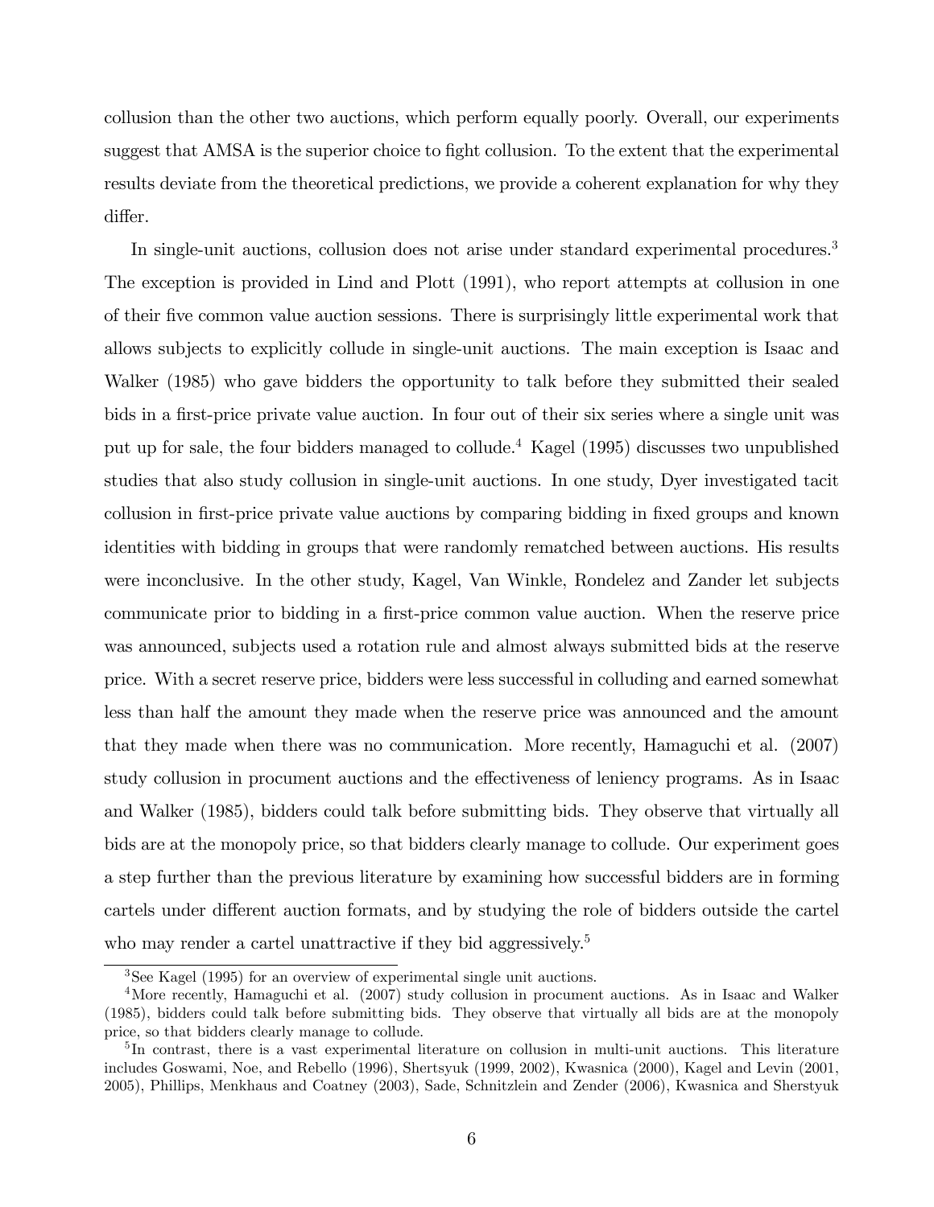collusion than the other two auctions, which perform equally poorly. Overall, our experiments suggest that AMSA is the superior choice to fight collusion. To the extent that the experimental results deviate from the theoretical predictions, we provide a coherent explanation for why they differ.

In single-unit auctions, collusion does not arise under standard experimental procedures.[3] The exception is provided in Lind and Plott (1991), who report attempts at collusion in one of their five common value auction sessions. There is surprisingly little experimental work that allows subjects to explicitly collude in single-unit auctions. The main exception is Isaac and Walker (1985) who gave bidders the opportunity to talk before they submitted their sealed bids in a first-price private value auction. In four out of their six series where a single unit was put up for sale, the four bidders managed to collude.[4] Kagel (1995) discusses two unpublished studies that also study collusion in single-unit auctions. In one study, Dyer investigated tacit collusion in first-price private value auctions by comparing bidding in fixed groups and known identities with bidding in groups that were randomly rematched between auctions. His results were inconclusive. In the other study, Kagel, Van Winkle, Rondelez and Zander let subjects communicate prior to bidding in a first-price common value auction. When the reserve price was announced, subjects used a rotation rule and almost always submitted bids at the reserve price. With a secret reserve price, bidders were less successful in colluding and earned somewhat less than half the amount they made when the reserve price was announced and the amount that they made when there was no communication. More recently, Hamaguchi et al. (2007) study collusion in procument auctions and the effectiveness of leniency programs. As in Isaac and Walker (1985), bidders could talk before submitting bids. They observe that virtually all bids are at the monopoly price, so that bidders clearly manage to collude. Our experiment goes a step further than the previous literature by examining how successful bidders are in forming cartels under different auction formats, and by studying the role of bidders outside the cartel who may render a cartel unattractive if they bid aggressively.[5]

[3] See Kagel (1995) for an overview of experimental single unit auctions.

[4] More recently, Hamaguchi et al. (2007) study collusion in procument auctions. As in Isaac and Walker (1985), bidders could talk before submitting bids. They observe that virtually all bids are at the monopoly price, so that bidders clearly manage to collude.

[5] In contrast, there is a vast experimental literature on collusion in multi-unit auctions. This literature includes Goswami, Noe, and Rebello (1996), Shertsyuk (1999, 2002), Kwasnica (2000), Kagel and Levin (2001, 2005), Phillips, Menkhaus and Coatney (2003), Sade, Schnitzlein and Zender (2006), Kwasnica and Sherstyuk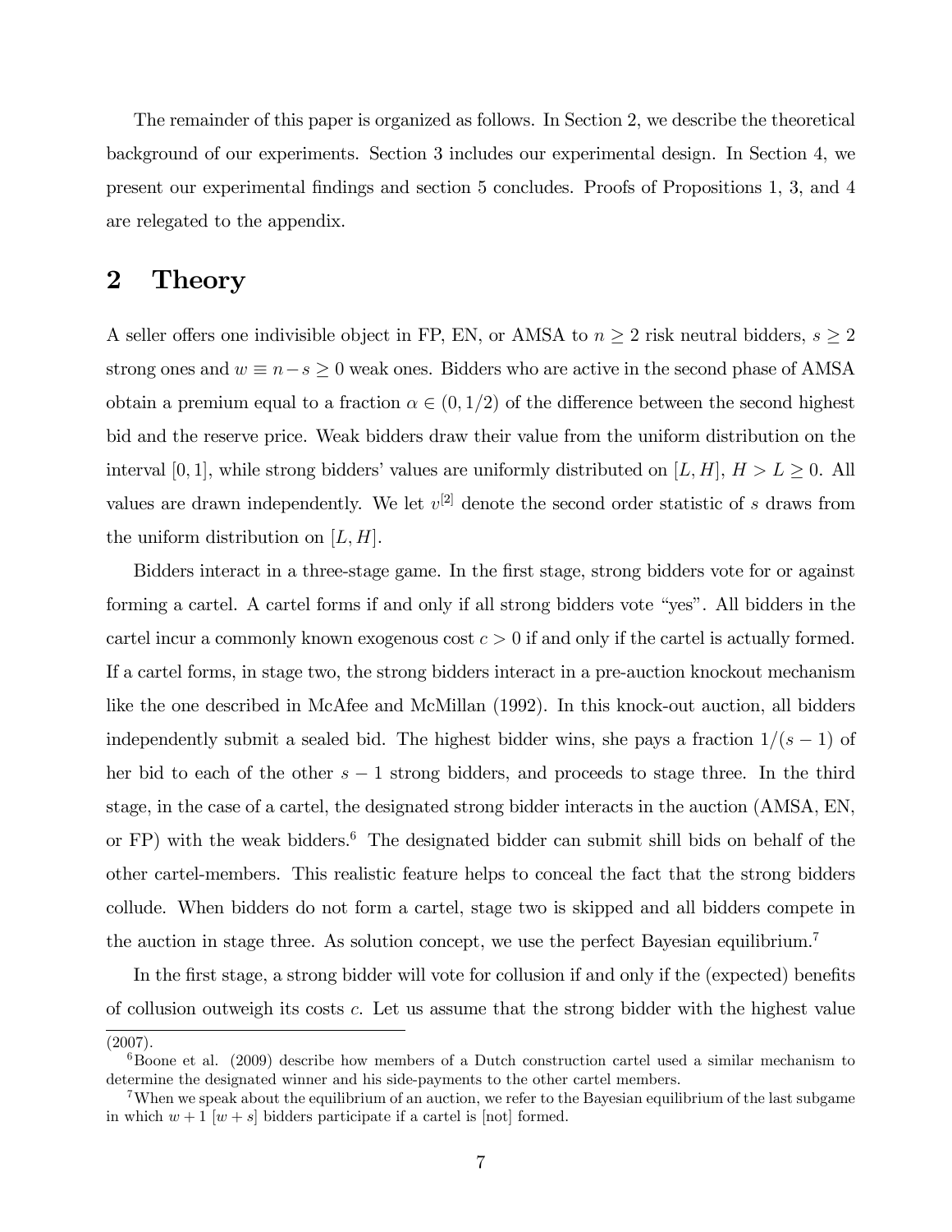The remainder of this paper is organized as follows. In Section 2, we describe the theoretical background of our experiments. Section 3 includes our experimental design. In Section 4, we present our experimental findings and section 5 concludes. Proofs of Propositions 1, 3, and 4 are relegated to the appendix.

## 2 Theory

A seller offers one indivisible object in FP, EN, or AMSA to $n \geq 2$ risk neutral bidders, $s \geq 2$ strong ones and $w \equiv n - s \geq 0$ weak ones. Bidders who are active in the second phase of AMSA obtain a premium equal to a fraction $\alpha \in (0, 1/2)$ of the difference between the second highest bid and the reserve price. Weak bidders draw their value from the uniform distribution on the interval $[0, 1]$, while strong bidders' values are uniformly distributed on $[L, H]$, $H > L \geq 0$. All values are drawn independently. We let $v^{[2]}$ denote the second order statistic of $s$ draws from the uniform distribution on $[L, H]$.

Bidders interact in a three-stage game. In the first stage, strong bidders vote for or against forming a cartel. A cartel forms if and only if all strong bidders vote "yes". All bidders in the cartel incur a commonly known exogenous cost $c > 0$ if and only if the cartel is actually formed. If a cartel forms, in stage two, the strong bidders interact in a pre-auction knockout mechanism like the one described in McAfee and McMillan (1992). In this knock-out auction, all bidders independently submit a sealed bid. The highest bidder wins, she pays a fraction $1/(s-1)$ of her bid to each of the other $s - 1$ strong bidders, and proceeds to stage three. In the third stage, in the case of a cartel, the designated strong bidder interacts in the auction (AMSA, EN, or FP) with the weak bidders.[6] The designated bidder can submit shill bids on behalf of the other cartel-members. This realistic feature helps to conceal the fact that the strong bidders collude. When bidders do not form a cartel, stage two is skipped and all bidders compete in the auction in stage three. As solution concept, we use the perfect Bayesian equilibrium.[7]

In the first stage, a strong bidder will vote for collusion if and only if the (expected) benefits of collusion outweigh its costs $c$. Let us assume that the strong bidder with the highest value

(2007).

[6] Boone et al. (2009) describe how members of a Dutch construction cartel used a similar mechanism to determine the designated winner and his side-payments to the other cartel members.

[7] When we speak about the equilibrium of an auction, we refer to the Bayesian equilibrium of the last subgame in which $w + 1$ [$w + s$] bidders participate if a cartel is [not] formed.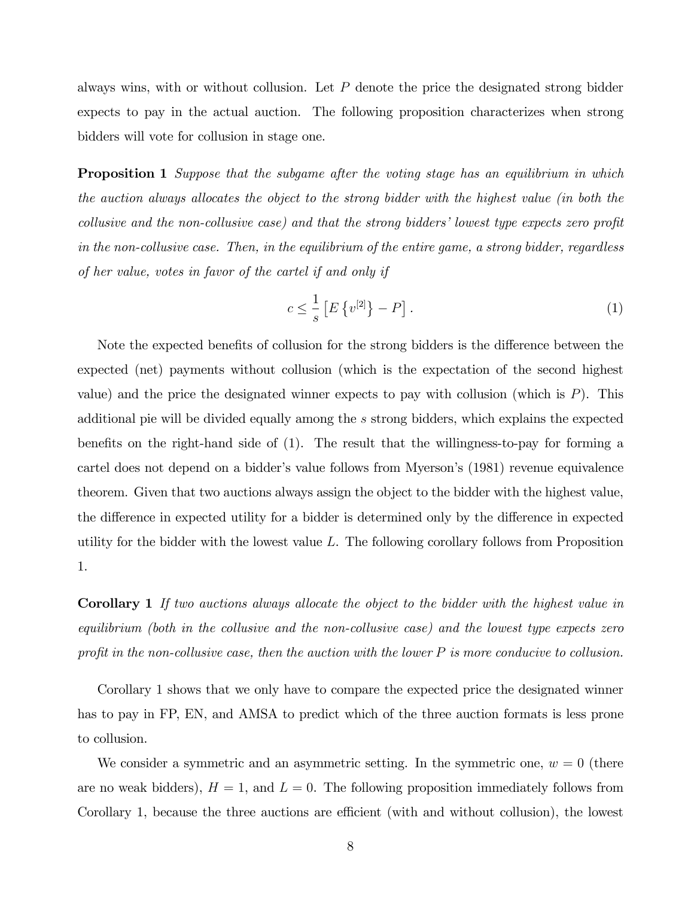always wins, with or without collusion. Let $P$ denote the price the designated strong bidder expects to pay in the actual auction. The following proposition characterizes when strong bidders will vote for collusion in stage one.

**Proposition 1** *Suppose that the subgame after the voting stage has an equilibrium in which the auction always allocates the object to the strong bidder with the highest value (in both the collusive and the non-collusive case) and that the strong bidders' lowest type expects zero profit in the non-collusive case. Then, in the equilibrium of the entire game, a strong bidder, regardless of her value, votes in favor of the cartel if and only if*

$$c \leq \frac{1}{s}\left[E\left\{v^{[2]}\right\} - P\right]. \tag{1}$$

Note the expected benefits of collusion for the strong bidders is the difference between the expected (net) payments without collusion (which is the expectation of the second highest value) and the price the designated winner expects to pay with collusion (which is $P$). This additional pie will be divided equally among the $s$ strong bidders, which explains the expected benefits on the right-hand side of (1). The result that the willingness-to-pay for forming a cartel does not depend on a bidder's value follows from Myerson's (1981) revenue equivalence theorem. Given that two auctions always assign the object to the bidder with the highest value, the difference in expected utility for a bidder is determined only by the difference in expected utility for the bidder with the lowest value $L$. The following corollary follows from Proposition 1.

**Corollary 1** *If two auctions always allocate the object to the bidder with the highest value in equilibrium (both in the collusive and the non-collusive case) and the lowest type expects zero profit in the non-collusive case, then the auction with the lower $P$ is more conducive to collusion.*

Corollary 1 shows that we only have to compare the expected price the designated winner has to pay in FP, EN, and AMSA to predict which of the three auction formats is less prone to collusion.

We consider a symmetric and an asymmetric setting. In the symmetric one, $w = 0$ (there are no weak bidders), $H = 1$, and $L = 0$. The following proposition immediately follows from Corollary 1, because the three auctions are efficient (with and without collusion), the lowest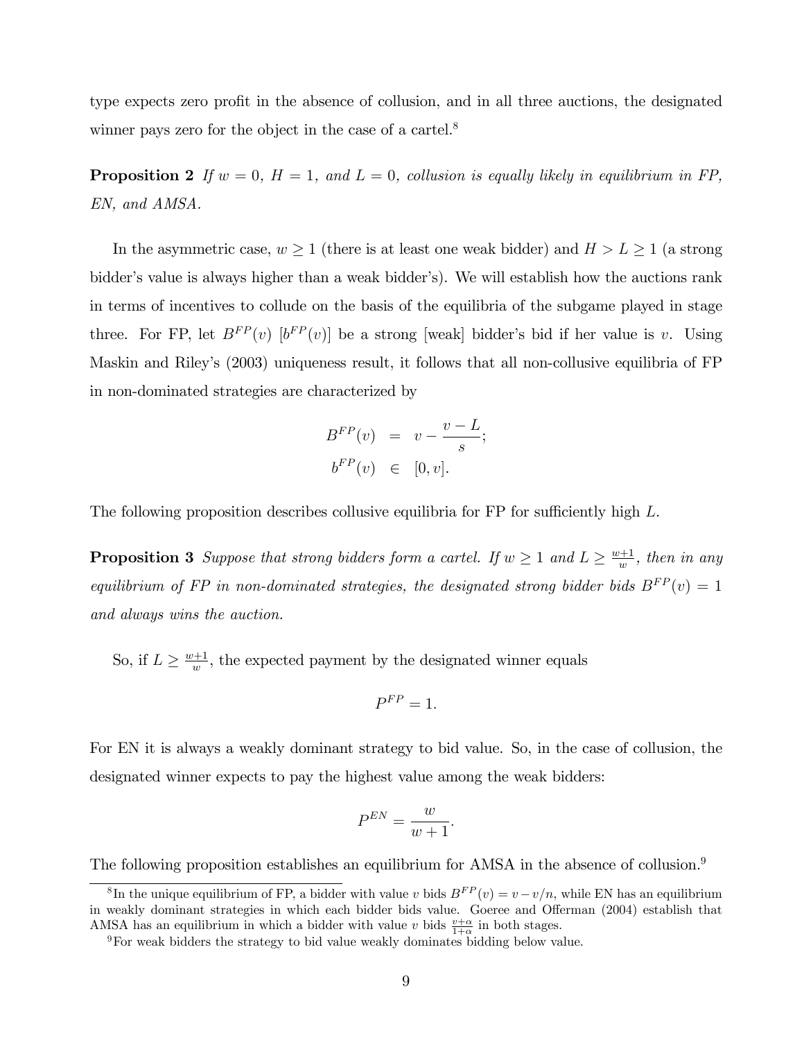type expects zero profit in the absence of collusion, and in all three auctions, the designated winner pays zero for the object in the case of a cartel.[8]

**Proposition 2** *If $w = 0$, $H = 1$, and $L = 0$, collusion is equally likely in equilibrium in FP, EN, and AMSA.*

In the asymmetric case, $w \geq 1$ (there is at least one weak bidder) and $H > L \geq 1$ (a strong bidder's value is always higher than a weak bidder's). We will establish how the auctions rank in terms of incentives to collude on the basis of the equilibria of the subgame played in stage three. For FP, let $B^{FP}(v)$ [$b^{FP}(v)$] be a strong [weak] bidder's bid if her value is $v$. Using Maskin and Riley's (2003) uniqueness result, it follows that all non-collusive equilibria of FP in non-dominated strategies are characterized by

$$
\begin{aligned}
B^{FP}(v) &= v - \frac{v - L}{s}; \\
b^{FP}(v) &\in [0, v].
\end{aligned}
$$

The following proposition describes collusive equilibria for FP for sufficiently high $L$.

**Proposition 3** *Suppose that strong bidders form a cartel. If $w \geq 1$ and $L \geq \frac{w+1}{w}$, then in any equilibrium of FP in non-dominated strategies, the designated strong bidder bids $B^{FP}(v) = 1$ and always wins the auction.*

So, if $L \geq \frac{w+1}{w}$, the expected payment by the designated winner equals

$$P^{FP} = 1.$$

For EN it is always a weakly dominant strategy to bid value. So, in the case of collusion, the designated winner expects to pay the highest value among the weak bidders:

$$P^{EN} = \frac{w}{w+1}.$$

The following proposition establishes an equilibrium for AMSA in the absence of collusion.[9]

---

[8] In the unique equilibrium of FP, a bidder with value $v$ bids $B^{FP}(v) = v - v/n$, while EN has an equilibrium in weakly dominant strategies in which each bidder bids value. Goeree and Offerman (2004) establish that AMSA has an equilibrium in which a bidder with value $v$ bids $\frac{v+\alpha}{1+\alpha}$ in both stages.

[9] For weak bidders the strategy to bid value weakly dominates bidding below value.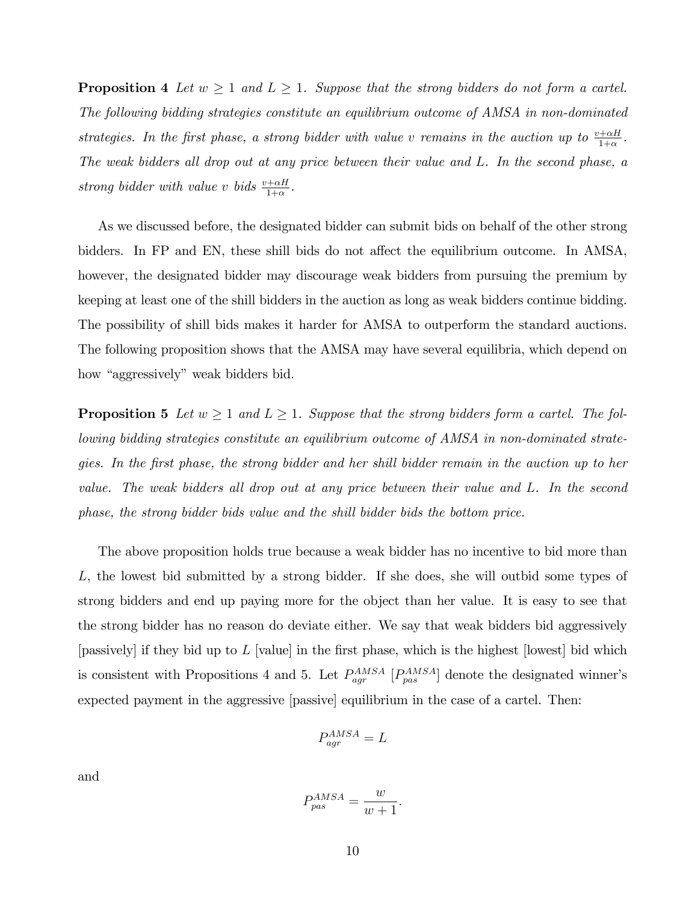**Proposition 4** *Let $w \geq 1$ and $L \geq 1$. Suppose that the strong bidders do not form a cartel. The following bidding strategies constitute an equilibrium outcome of AMSA in non-dominated strategies. In the first phase, a strong bidder with value $v$ remains in the auction up to $\frac{v+\alpha H}{1+\alpha}$. The weak bidders all drop out at any price between their value and $L$. In the second phase, a strong bidder with value $v$ bids $\frac{v+\alpha H}{1+\alpha}$.*

As we discussed before, the designated bidder can submit bids on behalf of the other strong bidders. In FP and EN, these shill bids do not affect the equilibrium outcome. In AMSA, however, the designated bidder may discourage weak bidders from pursuing the premium by keeping at least one of the shill bidders in the auction as long as weak bidders continue bidding. The possibility of shill bids makes it harder for AMSA to outperform the standard auctions. The following proposition shows that the AMSA may have several equilibria, which depend on how "aggressively" weak bidders bid.

**Proposition 5** *Let $w \geq 1$ and $L \geq 1$. Suppose that the strong bidders form a cartel. The following bidding strategies constitute an equilibrium outcome of AMSA in non-dominated strategies. In the first phase, the strong bidder and her shill bidder remain in the auction up to her value. The weak bidders all drop out at any price between their value and $L$. In the second phase, the strong bidder bids value and the shill bidder bids the bottom price.*

The above proposition holds true because a weak bidder has no incentive to bid more than $L$, the lowest bid submitted by a strong bidder. If she does, she will outbid some types of strong bidders and end up paying more for the object than her value. It is easy to see that the strong bidder has no reason do deviate either. We say that weak bidders bid aggressively [passively] if they bid up to $L$ [value] in the first phase, which is the highest [lowest] bid which is consistent with Propositions 4 and 5. Let $P_{agr}^{AMSA}$ [$P_{pas}^{AMSA}$] denote the designated winner's expected payment in the aggressive [passive] equilibrium in the case of a cartel. Then:

$$P_{agr}^{AMSA} = L$$

and

$$P_{pas}^{AMSA} = \frac{w}{w+1}.$$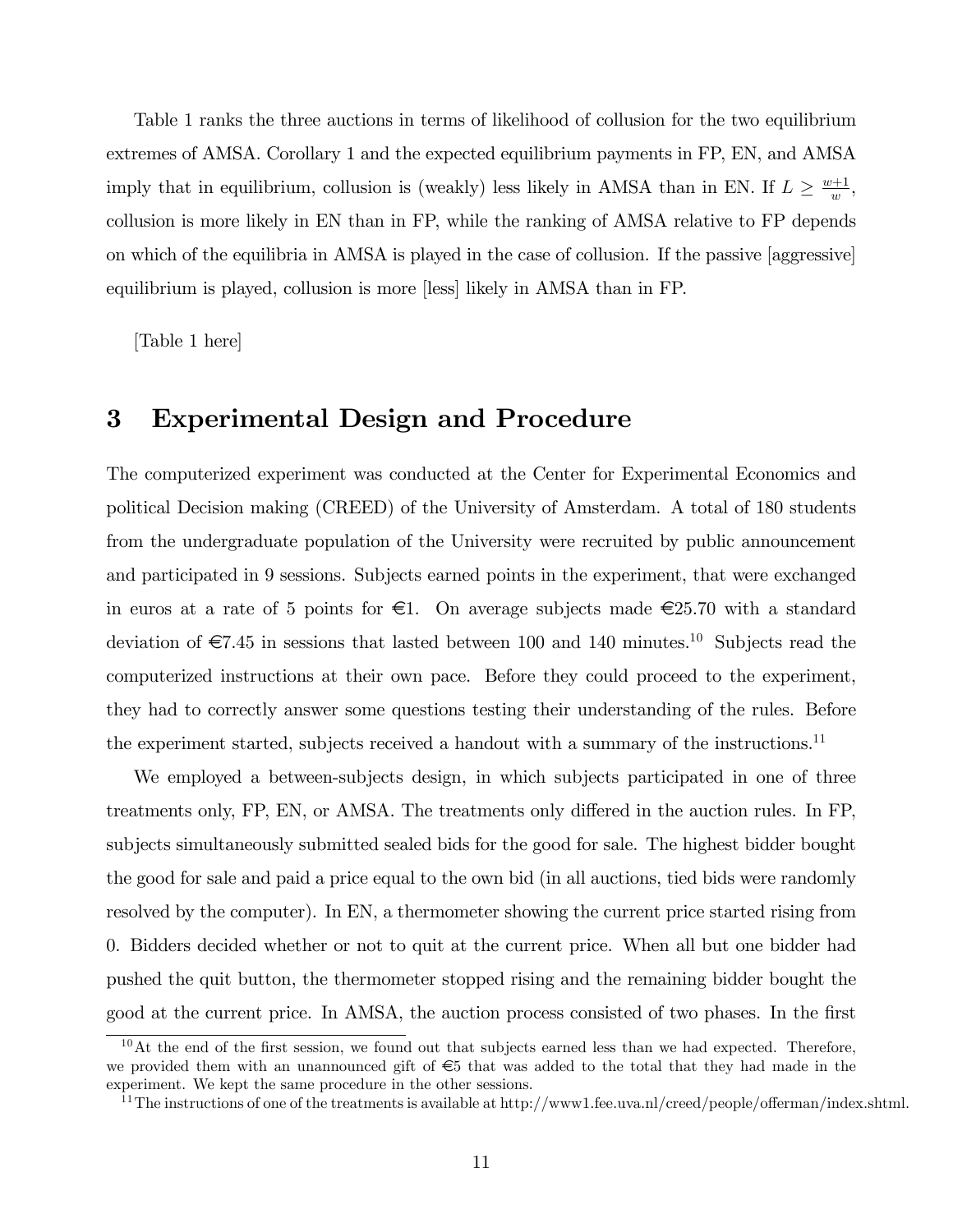Table 1 ranks the three auctions in terms of likelihood of collusion for the two equilibrium extremes of AMSA. Corollary 1 and the expected equilibrium payments in FP, EN, and AMSA imply that in equilibrium, collusion is (weakly) less likely in AMSA than in EN. If $L \geq \frac{w+1}{w}$, collusion is more likely in EN than in FP, while the ranking of AMSA relative to FP depends on which of the equilibria in AMSA is played in the case of collusion. If the passive [aggressive] equilibrium is played, collusion is more [less] likely in AMSA than in FP.

[Table 1 here]

# 3 Experimental Design and Procedure

The computerized experiment was conducted at the Center for Experimental Economics and political Decision making (CREED) of the University of Amsterdam. A total of 180 students from the undergraduate population of the University were recruited by public announcement and participated in 9 sessions. Subjects earned points in the experiment, that were exchanged in euros at a rate of 5 points for €1. On average subjects made €25.70 with a standard deviation of €7.45 in sessions that lasted between 100 and 140 minutes.[10] Subjects read the computerized instructions at their own pace. Before they could proceed to the experiment, they had to correctly answer some questions testing their understanding of the rules. Before the experiment started, subjects received a handout with a summary of the instructions.[11]

We employed a between-subjects design, in which subjects participated in one of three treatments only, FP, EN, or AMSA. The treatments only differed in the auction rules. In FP, subjects simultaneously submitted sealed bids for the good for sale. The highest bidder bought the good for sale and paid a price equal to the own bid (in all auctions, tied bids were randomly resolved by the computer). In EN, a thermometer showing the current price started rising from 0. Bidders decided whether or not to quit at the current price. When all but one bidder had pushed the quit button, the thermometer stopped rising and the remaining bidder bought the good at the current price. In AMSA, the auction process consisted of two phases. In the first

[10] At the end of the first session, we found out that subjects earned less than we had expected. Therefore, we provided them with an unannounced gift of €5 that was added to the total that they had made in the experiment. We kept the same procedure in the other sessions.

[11] The instructions of one of the treatments is available at http://www1.fee.uva.nl/creed/people/offerman/index.shtml.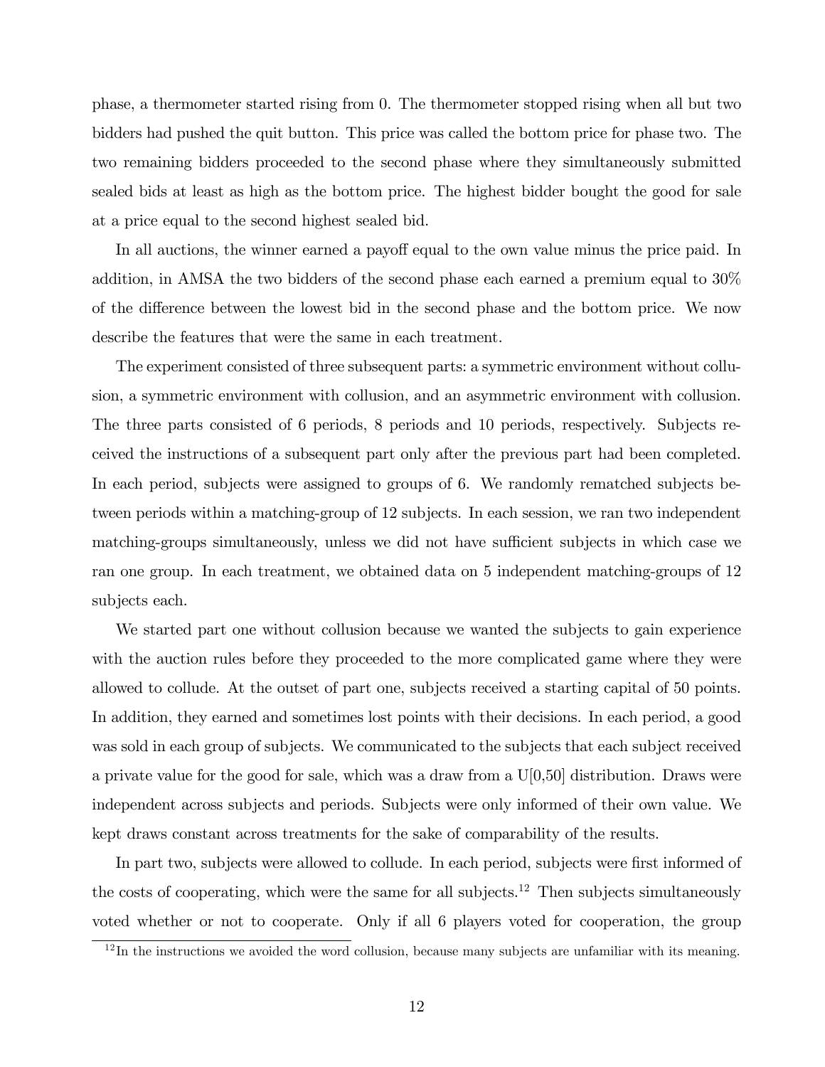phase, a thermometer started rising from 0. The thermometer stopped rising when all but two bidders had pushed the quit button. This price was called the bottom price for phase two. The two remaining bidders proceeded to the second phase where they simultaneously submitted sealed bids at least as high as the bottom price. The highest bidder bought the good for sale at a price equal to the second highest sealed bid.

In all auctions, the winner earned a payoff equal to the own value minus the price paid. In addition, in AMSA the two bidders of the second phase each earned a premium equal to 30% of the difference between the lowest bid in the second phase and the bottom price. We now describe the features that were the same in each treatment.

The experiment consisted of three subsequent parts: a symmetric environment without collusion, a symmetric environment with collusion, and an asymmetric environment with collusion. The three parts consisted of 6 periods, 8 periods and 10 periods, respectively. Subjects received the instructions of a subsequent part only after the previous part had been completed. In each period, subjects were assigned to groups of 6. We randomly rematched subjects between periods within a matching-group of 12 subjects. In each session, we ran two independent matching-groups simultaneously, unless we did not have sufficient subjects in which case we ran one group. In each treatment, we obtained data on 5 independent matching-groups of 12 subjects each.

We started part one without collusion because we wanted the subjects to gain experience with the auction rules before they proceeded to the more complicated game where they were allowed to collude. At the outset of part one, subjects received a starting capital of 50 points. In addition, they earned and sometimes lost points with their decisions. In each period, a good was sold in each group of subjects. We communicated to the subjects that each subject received a private value for the good for sale, which was a draw from a U[0,50] distribution. Draws were independent across subjects and periods. Subjects were only informed of their own value. We kept draws constant across treatments for the sake of comparability of the results.

In part two, subjects were allowed to collude. In each period, subjects were first informed of the costs of cooperating, which were the same for all subjects.[12] Then subjects simultaneously voted whether or not to cooperate. Only if all 6 players voted for cooperation, the group

[12] In the instructions we avoided the word collusion, because many subjects are unfamiliar with its meaning.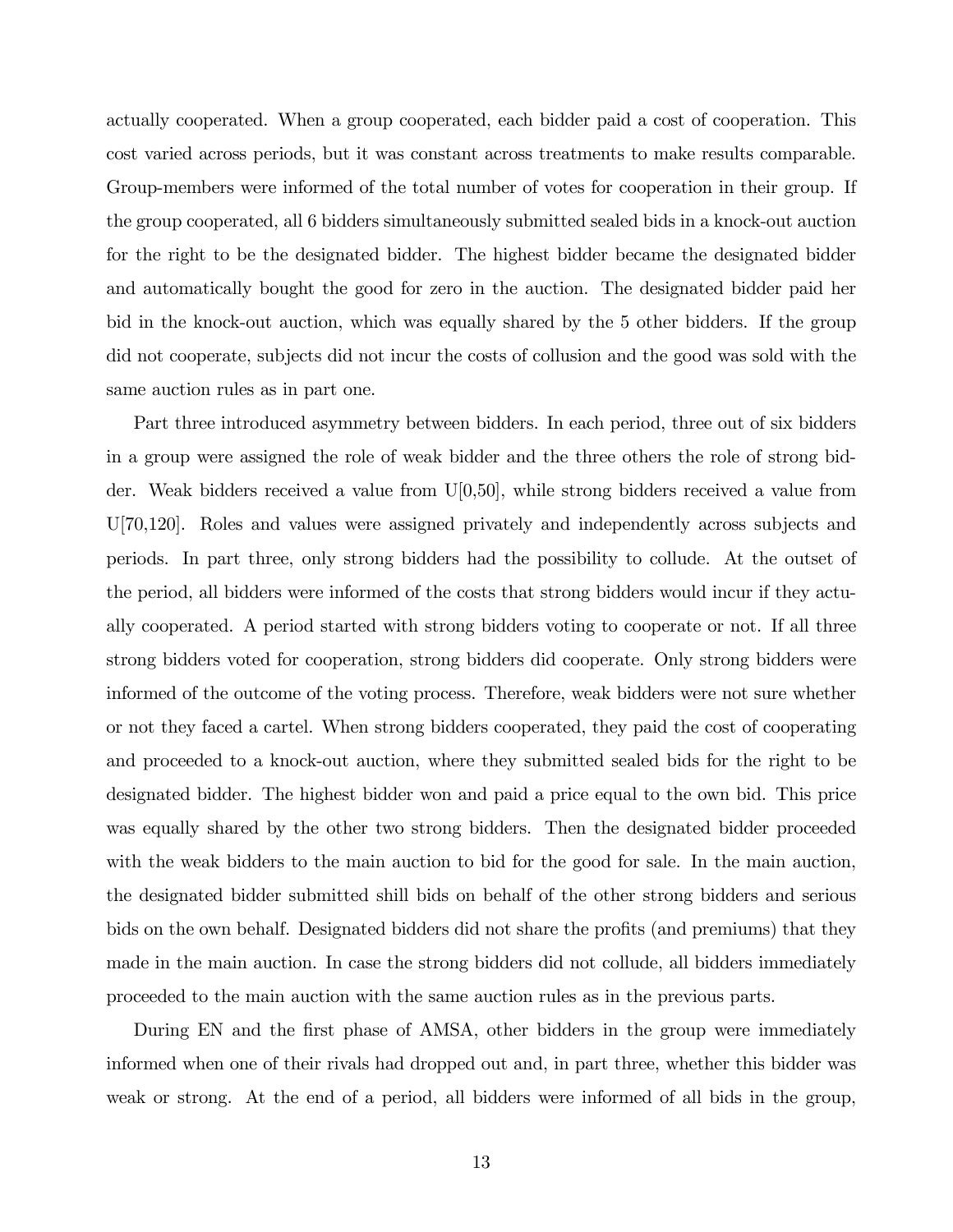actually cooperated. When a group cooperated, each bidder paid a cost of cooperation. This cost varied across periods, but it was constant across treatments to make results comparable. Group-members were informed of the total number of votes for cooperation in their group. If the group cooperated, all 6 bidders simultaneously submitted sealed bids in a knock-out auction for the right to be the designated bidder. The highest bidder became the designated bidder and automatically bought the good for zero in the auction. The designated bidder paid her bid in the knock-out auction, which was equally shared by the 5 other bidders. If the group did not cooperate, subjects did not incur the costs of collusion and the good was sold with the same auction rules as in part one.

Part three introduced asymmetry between bidders. In each period, three out of six bidders in a group were assigned the role of weak bidder and the three others the role of strong bidder. Weak bidders received a value from U[0,50], while strong bidders received a value from U[70,120]. Roles and values were assigned privately and independently across subjects and periods. In part three, only strong bidders had the possibility to collude. At the outset of the period, all bidders were informed of the costs that strong bidders would incur if they actually cooperated. A period started with strong bidders voting to cooperate or not. If all three strong bidders voted for cooperation, strong bidders did cooperate. Only strong bidders were informed of the outcome of the voting process. Therefore, weak bidders were not sure whether or not they faced a cartel. When strong bidders cooperated, they paid the cost of cooperating and proceeded to a knock-out auction, where they submitted sealed bids for the right to be designated bidder. The highest bidder won and paid a price equal to the own bid. This price was equally shared by the other two strong bidders. Then the designated bidder proceeded with the weak bidders to the main auction to bid for the good for sale. In the main auction, the designated bidder submitted shill bids on behalf of the other strong bidders and serious bids on the own behalf. Designated bidders did not share the profits (and premiums) that they made in the main auction. In case the strong bidders did not collude, all bidders immediately proceeded to the main auction with the same auction rules as in the previous parts.

During EN and the first phase of AMSA, other bidders in the group were immediately informed when one of their rivals had dropped out and, in part three, whether this bidder was weak or strong. At the end of a period, all bidders were informed of all bids in the group,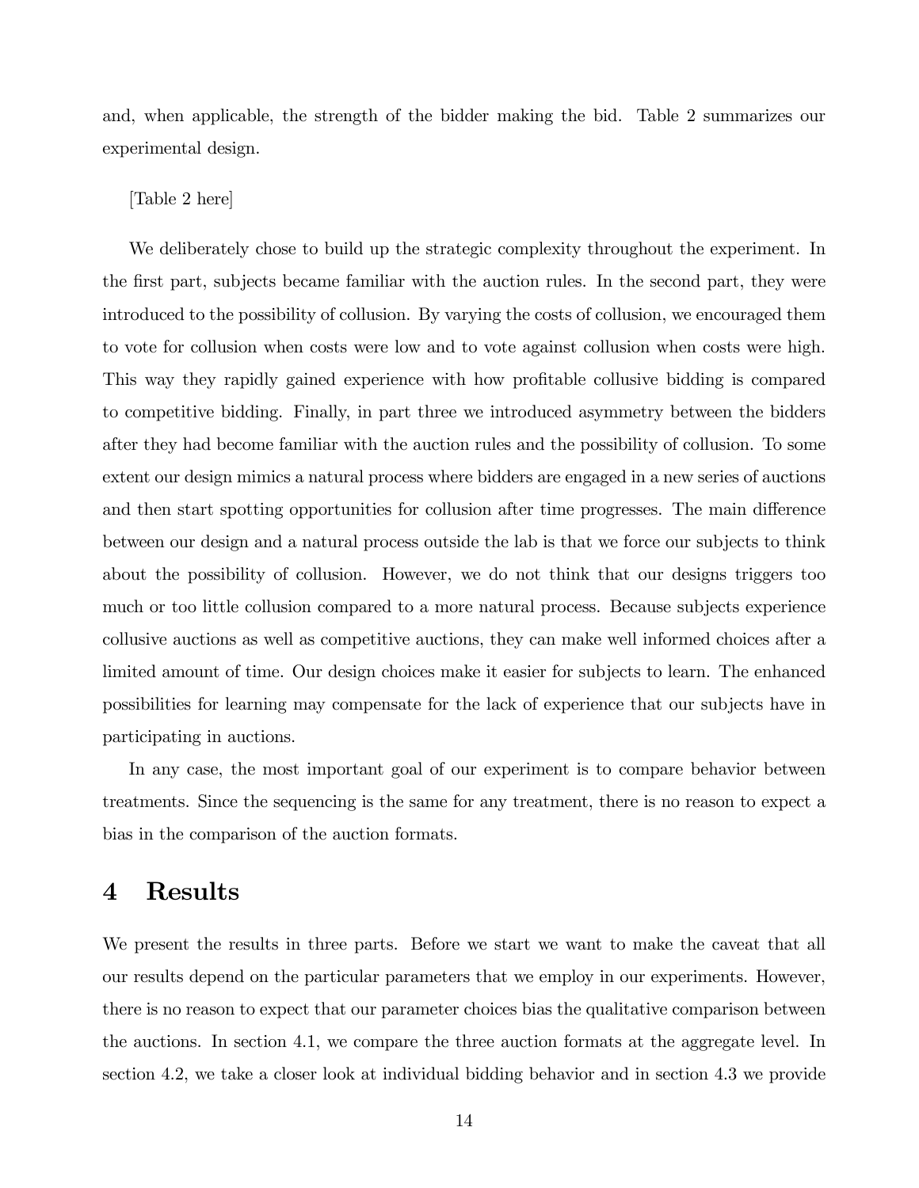and, when applicable, the strength of the bidder making the bid. Table 2 summarizes our experimental design.

[Table 2 here]

We deliberately chose to build up the strategic complexity throughout the experiment. In the first part, subjects became familiar with the auction rules. In the second part, they were introduced to the possibility of collusion. By varying the costs of collusion, we encouraged them to vote for collusion when costs were low and to vote against collusion when costs were high. This way they rapidly gained experience with how profitable collusive bidding is compared to competitive bidding. Finally, in part three we introduced asymmetry between the bidders after they had become familiar with the auction rules and the possibility of collusion. To some extent our design mimics a natural process where bidders are engaged in a new series of auctions and then start spotting opportunities for collusion after time progresses. The main difference between our design and a natural process outside the lab is that we force our subjects to think about the possibility of collusion. However, we do not think that our designs triggers too much or too little collusion compared to a more natural process. Because subjects experience collusive auctions as well as competitive auctions, they can make well informed choices after a limited amount of time. Our design choices make it easier for subjects to learn. The enhanced possibilities for learning may compensate for the lack of experience that our subjects have in participating in auctions.

In any case, the most important goal of our experiment is to compare behavior between treatments. Since the sequencing is the same for any treatment, there is no reason to expect a bias in the comparison of the auction formats.

# 4 Results

We present the results in three parts. Before we start we want to make the caveat that all our results depend on the particular parameters that we employ in our experiments. However, there is no reason to expect that our parameter choices bias the qualitative comparison between the auctions. In section 4.1, we compare the three auction formats at the aggregate level. In section 4.2, we take a closer look at individual bidding behavior and in section 4.3 we provide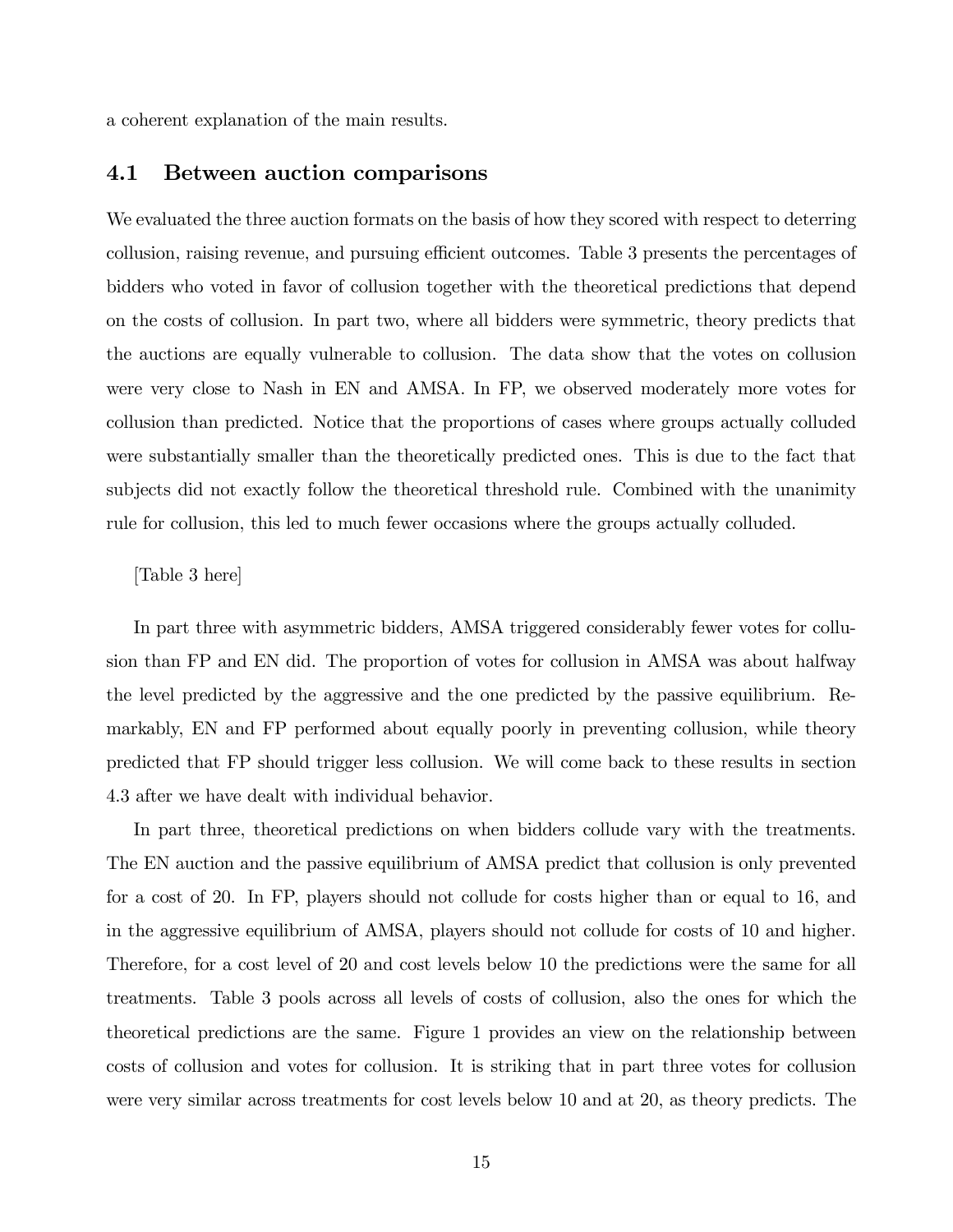a coherent explanation of the main results.

## 4.1 Between auction comparisons

We evaluated the three auction formats on the basis of how they scored with respect to deterring collusion, raising revenue, and pursuing efficient outcomes. Table 3 presents the percentages of bidders who voted in favor of collusion together with the theoretical predictions that depend on the costs of collusion. In part two, where all bidders were symmetric, theory predicts that the auctions are equally vulnerable to collusion. The data show that the votes on collusion were very close to Nash in EN and AMSA. In FP, we observed moderately more votes for collusion than predicted. Notice that the proportions of cases where groups actually colluded were substantially smaller than the theoretically predicted ones. This is due to the fact that subjects did not exactly follow the theoretical threshold rule. Combined with the unanimity rule for collusion, this led to much fewer occasions where the groups actually colluded.

[Table 3 here]

In part three with asymmetric bidders, AMSA triggered considerably fewer votes for collusion than FP and EN did. The proportion of votes for collusion in AMSA was about halfway the level predicted by the aggressive and the one predicted by the passive equilibrium. Remarkably, EN and FP performed about equally poorly in preventing collusion, while theory predicted that FP should trigger less collusion. We will come back to these results in section 4.3 after we have dealt with individual behavior.

In part three, theoretical predictions on when bidders collude vary with the treatments. The EN auction and the passive equilibrium of AMSA predict that collusion is only prevented for a cost of 20. In FP, players should not collude for costs higher than or equal to 16, and in the aggressive equilibrium of AMSA, players should not collude for costs of 10 and higher. Therefore, for a cost level of 20 and cost levels below 10 the predictions were the same for all treatments. Table 3 pools across all levels of costs of collusion, also the ones for which the theoretical predictions are the same. Figure 1 provides an view on the relationship between costs of collusion and votes for collusion. It is striking that in part three votes for collusion were very similar across treatments for cost levels below 10 and at 20, as theory predicts. The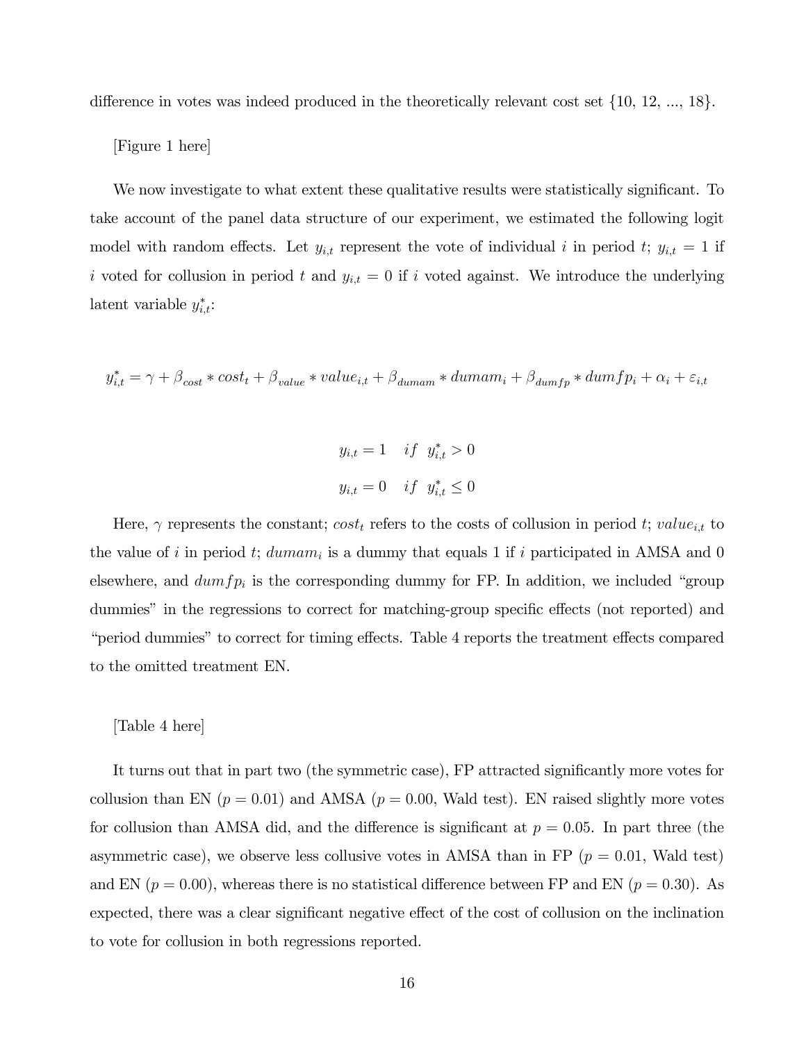difference in votes was indeed produced in the theoretically relevant cost set {10, 12, ..., 18}.

[Figure 1 here]

We now investigate to what extent these qualitative results were statistically significant. To take account of the panel data structure of our experiment, we estimated the following logit model with random effects. Let $y_{i,t}$ represent the vote of individual $i$ in period $t$; $y_{i,t} = 1$ if $i$ voted for collusion in period $t$ and $y_{i,t} = 0$ if $i$ voted against. We introduce the underlying latent variable $y^*_{i,t}$:

$$y^*_{i,t} = \gamma + \beta_{cost} * cost_t + \beta_{value} * value_{i,t} + \beta_{dumam} * dumam_i + \beta_{dumfp} * dumfp_i + \alpha_i + \varepsilon_{i,t}$$

$$y_{i,t} = 1 \quad if \;\; y^*_{i,t} > 0$$

$$y_{i,t} = 0 \quad if \;\; y^*_{i,t} \leq 0$$

Here, $\gamma$ represents the constant; $cost_t$ refers to the costs of collusion in period $t$; $value_{i,t}$ to the value of $i$ in period $t$; $dumam_i$ is a dummy that equals 1 if $i$ participated in AMSA and 0 elsewhere, and $dumfp_i$ is the corresponding dummy for FP. In addition, we included "group dummies" in the regressions to correct for matching-group specific effects (not reported) and "period dummies" to correct for timing effects. Table 4 reports the treatment effects compared to the omitted treatment EN.

[Table 4 here]

It turns out that in part two (the symmetric case), FP attracted significantly more votes for collusion than EN ($p = 0.01$) and AMSA ($p = 0.00$, Wald test). EN raised slightly more votes for collusion than AMSA did, and the difference is significant at $p = 0.05$. In part three (the asymmetric case), we observe less collusive votes in AMSA than in FP ($p = 0.01$, Wald test) and EN ($p = 0.00$), whereas there is no statistical difference between FP and EN ($p = 0.30$). As expected, there was a clear significant negative effect of the cost of collusion on the inclination to vote for collusion in both regressions reported.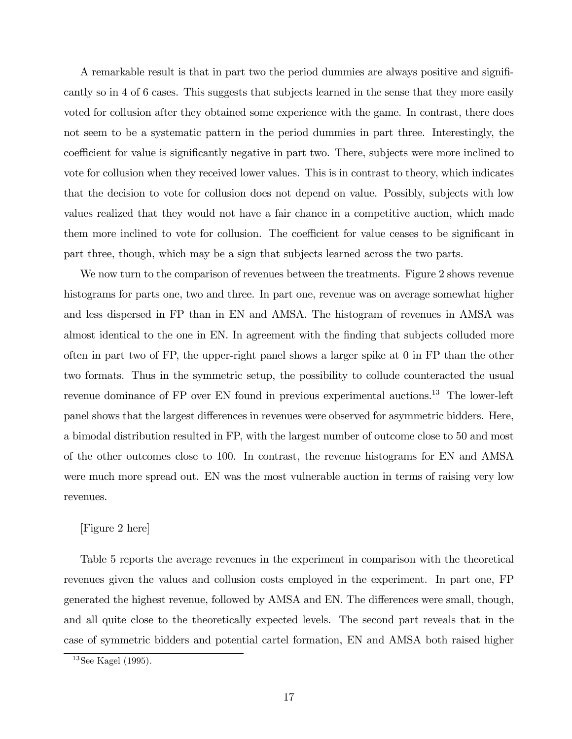A remarkable result is that in part two the period dummies are always positive and significantly so in 4 of 6 cases. This suggests that subjects learned in the sense that they more easily voted for collusion after they obtained some experience with the game. In contrast, there does not seem to be a systematic pattern in the period dummies in part three. Interestingly, the coefficient for value is significantly negative in part two. There, subjects were more inclined to vote for collusion when they received lower values. This is in contrast to theory, which indicates that the decision to vote for collusion does not depend on value. Possibly, subjects with low values realized that they would not have a fair chance in a competitive auction, which made them more inclined to vote for collusion. The coefficient for value ceases to be significant in part three, though, which may be a sign that subjects learned across the two parts.

We now turn to the comparison of revenues between the treatments. Figure 2 shows revenue histograms for parts one, two and three. In part one, revenue was on average somewhat higher and less dispersed in FP than in EN and AMSA. The histogram of revenues in AMSA was almost identical to the one in EN. In agreement with the finding that subjects colluded more often in part two of FP, the upper-right panel shows a larger spike at 0 in FP than the other two formats. Thus in the symmetric setup, the possibility to collude counteracted the usual revenue dominance of FP over EN found in previous experimental auctions.[13] The lower-left panel shows that the largest differences in revenues were observed for asymmetric bidders. Here, a bimodal distribution resulted in FP, with the largest number of outcome close to 50 and most of the other outcomes close to 100. In contrast, the revenue histograms for EN and AMSA were much more spread out. EN was the most vulnerable auction in terms of raising very low revenues.

[Figure 2 here]

Table 5 reports the average revenues in the experiment in comparison with the theoretical revenues given the values and collusion costs employed in the experiment. In part one, FP generated the highest revenue, followed by AMSA and EN. The differences were small, though, and all quite close to the theoretically expected levels. The second part reveals that in the case of symmetric bidders and potential cartel formation, EN and AMSA both raised higher

[13] See Kagel (1995).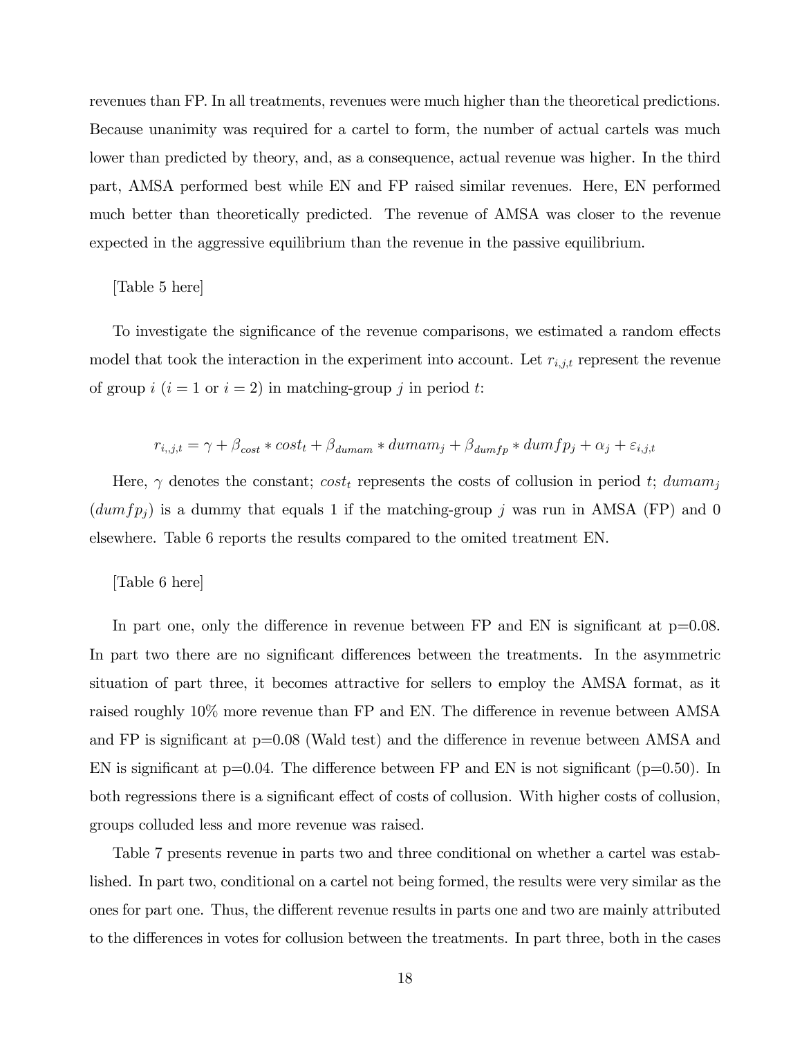revenues than FP. In all treatments, revenues were much higher than the theoretical predictions. Because unanimity was required for a cartel to form, the number of actual cartels was much lower than predicted by theory, and, as a consequence, actual revenue was higher. In the third part, AMSA performed best while EN and FP raised similar revenues. Here, EN performed much better than theoretically predicted. The revenue of AMSA was closer to the revenue expected in the aggressive equilibrium than the revenue in the passive equilibrium.

[Table 5 here]

To investigate the significance of the revenue comparisons, we estimated a random effects model that took the interaction in the experiment into account. Let $r_{i,j,t}$ represent the revenue of group $i$ ($i = 1$ or $i = 2$) in matching-group $j$ in period $t$:

$$r_{i,,j,t} = \gamma + \beta_{cost} * cost_t + \beta_{dumam} * dumam_j + \beta_{dumfp} * dumfp_j + \alpha_j + \varepsilon_{i,j,t}$$

Here, $\gamma$ denotes the constant; $cost_t$ represents the costs of collusion in period $t$; $dumam_j$ ($dumfp_j$) is a dummy that equals 1 if the matching-group $j$ was run in AMSA (FP) and 0 elsewhere. Table 6 reports the results compared to the omited treatment EN.

[Table 6 here]

In part one, only the difference in revenue between FP and EN is significant at p=0.08. In part two there are no significant differences between the treatments. In the asymmetric situation of part three, it becomes attractive for sellers to employ the AMSA format, as it raised roughly 10% more revenue than FP and EN. The difference in revenue between AMSA and FP is significant at p=0.08 (Wald test) and the difference in revenue between AMSA and EN is significant at p=0.04. The difference between FP and EN is not significant (p=0.50). In both regressions there is a significant effect of costs of collusion. With higher costs of collusion, groups colluded less and more revenue was raised.

Table 7 presents revenue in parts two and three conditional on whether a cartel was established. In part two, conditional on a cartel not being formed, the results were very similar as the ones for part one. Thus, the different revenue results in parts one and two are mainly attributed to the differences in votes for collusion between the treatments. In part three, both in the cases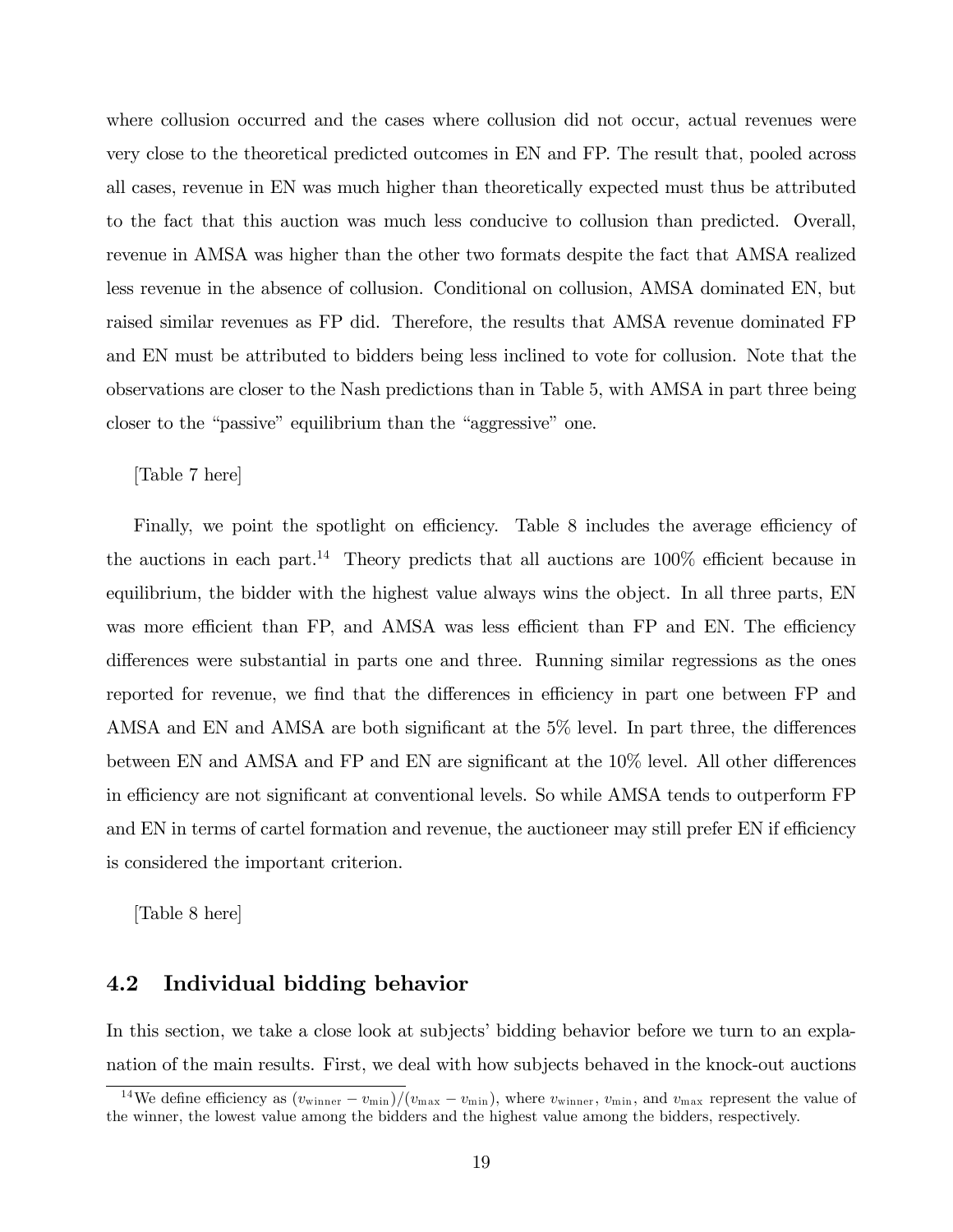where collusion occurred and the cases where collusion did not occur, actual revenues were very close to the theoretical predicted outcomes in EN and FP. The result that, pooled across all cases, revenue in EN was much higher than theoretically expected must thus be attributed to the fact that this auction was much less conducive to collusion than predicted. Overall, revenue in AMSA was higher than the other two formats despite the fact that AMSA realized less revenue in the absence of collusion. Conditional on collusion, AMSA dominated EN, but raised similar revenues as FP did. Therefore, the results that AMSA revenue dominated FP and EN must be attributed to bidders being less inclined to vote for collusion. Note that the observations are closer to the Nash predictions than in Table 5, with AMSA in part three being closer to the "passive" equilibrium than the "aggressive" one.

[Table 7 here]

Finally, we point the spotlight on efficiency. Table 8 includes the average efficiency of the auctions in each part.[14] Theory predicts that all auctions are 100% efficient because in equilibrium, the bidder with the highest value always wins the object. In all three parts, EN was more efficient than FP, and AMSA was less efficient than FP and EN. The efficiency differences were substantial in parts one and three. Running similar regressions as the ones reported for revenue, we find that the differences in efficiency in part one between FP and AMSA and EN and AMSA are both significant at the 5% level. In part three, the differences between EN and AMSA and FP and EN are significant at the 10% level. All other differences in efficiency are not significant at conventional levels. So while AMSA tends to outperform FP and EN in terms of cartel formation and revenue, the auctioneer may still prefer EN if efficiency is considered the important criterion.

[Table 8 here]

## 4.2 Individual bidding behavior

In this section, we take a close look at subjects' bidding behavior before we turn to an explanation of the main results. First, we deal with how subjects behaved in the knock-out auctions

[14] We define efficiency as $(v_{\text{winner}} - v_{\min})/(v_{\max} - v_{\min})$, where $v_{\text{winner}}$, $v_{\min}$, and $v_{\max}$ represent the value of the winner, the lowest value among the bidders and the highest value among the bidders, respectively.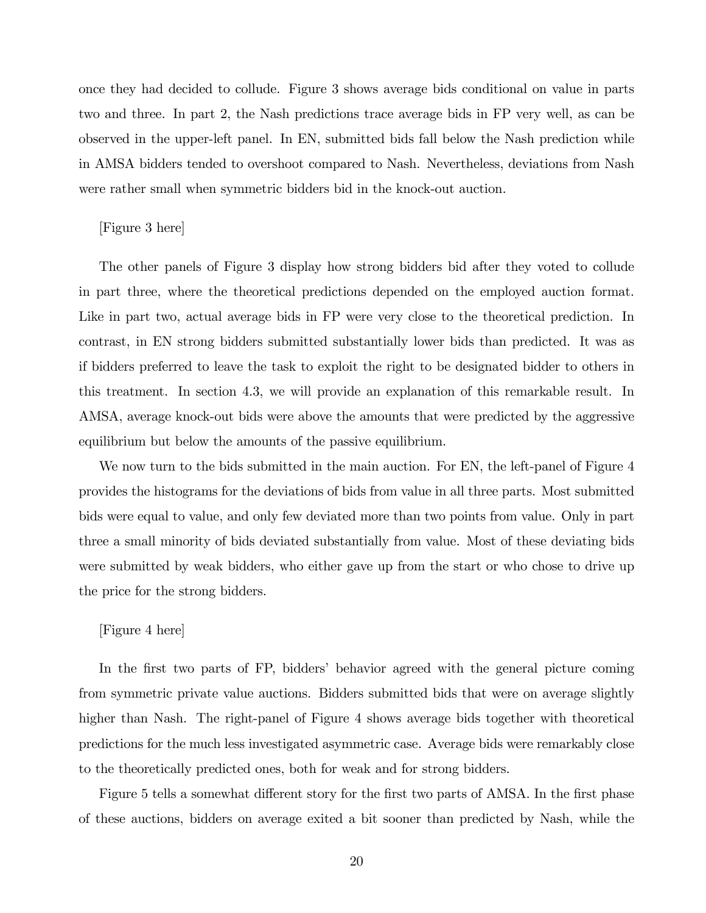once they had decided to collude. Figure 3 shows average bids conditional on value in parts two and three. In part 2, the Nash predictions trace average bids in FP very well, as can be observed in the upper-left panel. In EN, submitted bids fall below the Nash prediction while in AMSA bidders tended to overshoot compared to Nash. Nevertheless, deviations from Nash were rather small when symmetric bidders bid in the knock-out auction.

[Figure 3 here]

The other panels of Figure 3 display how strong bidders bid after they voted to collude in part three, where the theoretical predictions depended on the employed auction format. Like in part two, actual average bids in FP were very close to the theoretical prediction. In contrast, in EN strong bidders submitted substantially lower bids than predicted. It was as if bidders preferred to leave the task to exploit the right to be designated bidder to others in this treatment. In section 4.3, we will provide an explanation of this remarkable result. In AMSA, average knock-out bids were above the amounts that were predicted by the aggressive equilibrium but below the amounts of the passive equilibrium.

We now turn to the bids submitted in the main auction. For EN, the left-panel of Figure 4 provides the histograms for the deviations of bids from value in all three parts. Most submitted bids were equal to value, and only few deviated more than two points from value. Only in part three a small minority of bids deviated substantially from value. Most of these deviating bids were submitted by weak bidders, who either gave up from the start or who chose to drive up the price for the strong bidders.

[Figure 4 here]

In the first two parts of FP, bidders' behavior agreed with the general picture coming from symmetric private value auctions. Bidders submitted bids that were on average slightly higher than Nash. The right-panel of Figure 4 shows average bids together with theoretical predictions for the much less investigated asymmetric case. Average bids were remarkably close to the theoretically predicted ones, both for weak and for strong bidders.

Figure 5 tells a somewhat different story for the first two parts of AMSA. In the first phase of these auctions, bidders on average exited a bit sooner than predicted by Nash, while the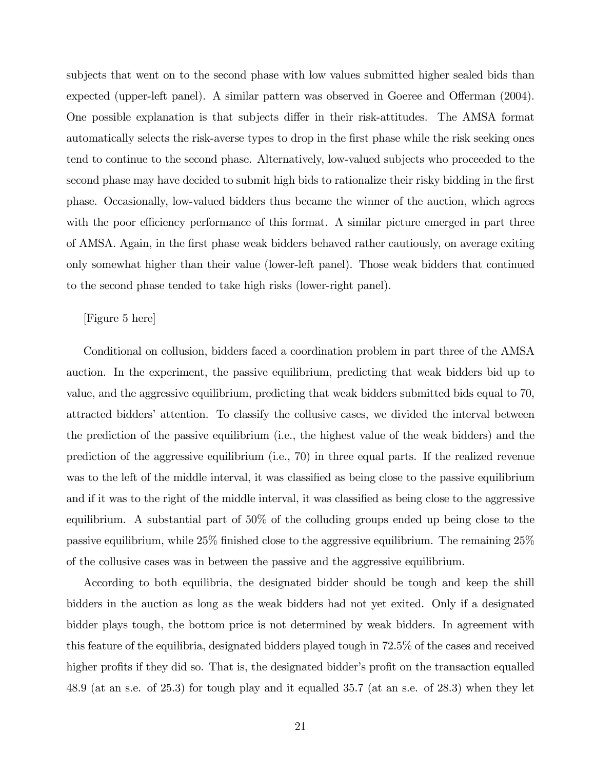subjects that went on to the second phase with low values submitted higher sealed bids than expected (upper-left panel). A similar pattern was observed in Goeree and Offerman (2004). One possible explanation is that subjects differ in their risk-attitudes. The AMSA format automatically selects the risk-averse types to drop in the first phase while the risk seeking ones tend to continue to the second phase. Alternatively, low-valued subjects who proceeded to the second phase may have decided to submit high bids to rationalize their risky bidding in the first phase. Occasionally, low-valued bidders thus became the winner of the auction, which agrees with the poor efficiency performance of this format. A similar picture emerged in part three of AMSA. Again, in the first phase weak bidders behaved rather cautiously, on average exiting only somewhat higher than their value (lower-left panel). Those weak bidders that continued to the second phase tended to take high risks (lower-right panel).

[Figure 5 here]

Conditional on collusion, bidders faced a coordination problem in part three of the AMSA auction. In the experiment, the passive equilibrium, predicting that weak bidders bid up to value, and the aggressive equilibrium, predicting that weak bidders submitted bids equal to 70, attracted bidders' attention. To classify the collusive cases, we divided the interval between the prediction of the passive equilibrium (i.e., the highest value of the weak bidders) and the prediction of the aggressive equilibrium (i.e., 70) in three equal parts. If the realized revenue was to the left of the middle interval, it was classified as being close to the passive equilibrium and if it was to the right of the middle interval, it was classified as being close to the aggressive equilibrium. A substantial part of 50% of the colluding groups ended up being close to the passive equilibrium, while 25% finished close to the aggressive equilibrium. The remaining 25% of the collusive cases was in between the passive and the aggressive equilibrium.

According to both equilibria, the designated bidder should be tough and keep the shill bidders in the auction as long as the weak bidders had not yet exited. Only if a designated bidder plays tough, the bottom price is not determined by weak bidders. In agreement with this feature of the equilibria, designated bidders played tough in 72.5% of the cases and received higher profits if they did so. That is, the designated bidder's profit on the transaction equalled 48.9 (at an s.e. of 25.3) for tough play and it equalled 35.7 (at an s.e. of 28.3) when they let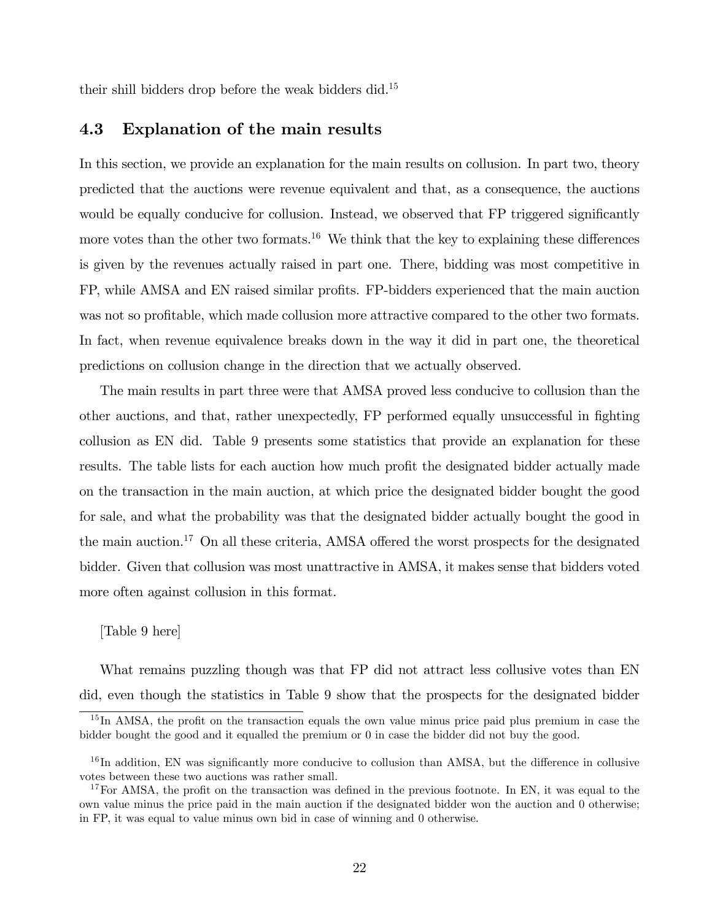their shill bidders drop before the weak bidders did.[15]

### 4.3 Explanation of the main results

In this section, we provide an explanation for the main results on collusion. In part two, theory predicted that the auctions were revenue equivalent and that, as a consequence, the auctions would be equally conducive for collusion. Instead, we observed that FP triggered significantly more votes than the other two formats.[16] We think that the key to explaining these differences is given by the revenues actually raised in part one. There, bidding was most competitive in FP, while AMSA and EN raised similar profits. FP-bidders experienced that the main auction was not so profitable, which made collusion more attractive compared to the other two formats. In fact, when revenue equivalence breaks down in the way it did in part one, the theoretical predictions on collusion change in the direction that we actually observed.

The main results in part three were that AMSA proved less conducive to collusion than the other auctions, and that, rather unexpectedly, FP performed equally unsuccessful in fighting collusion as EN did. Table 9 presents some statistics that provide an explanation for these results. The table lists for each auction how much profit the designated bidder actually made on the transaction in the main auction, at which price the designated bidder bought the good for sale, and what the probability was that the designated bidder actually bought the good in the main auction.[17] On all these criteria, AMSA offered the worst prospects for the designated bidder. Given that collusion was most unattractive in AMSA, it makes sense that bidders voted more often against collusion in this format.

[Table 9 here]

What remains puzzling though was that FP did not attract less collusive votes than EN did, even though the statistics in Table 9 show that the prospects for the designated bidder

---

[15] In AMSA, the profit on the transaction equals the own value minus price paid plus premium in case the bidder bought the good and it equalled the premium or 0 in case the bidder did not buy the good.

[16] In addition, EN was significantly more conducive to collusion than AMSA, but the difference in collusive votes between these two auctions was rather small.

[17] For AMSA, the profit on the transaction was defined in the previous footnote. In EN, it was equal to the own value minus the price paid in the main auction if the designated bidder won the auction and 0 otherwise; in FP, it was equal to value minus own bid in case of winning and 0 otherwise.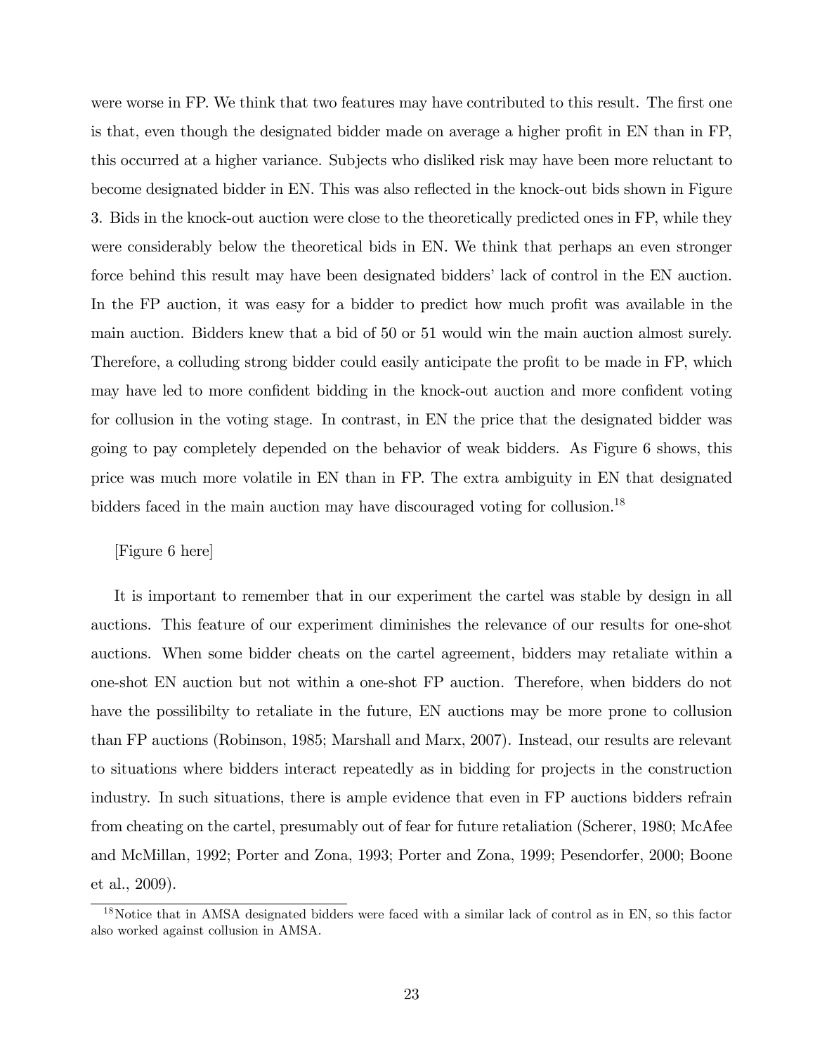were worse in FP. We think that two features may have contributed to this result. The first one is that, even though the designated bidder made on average a higher profit in EN than in FP, this occurred at a higher variance. Subjects who disliked risk may have been more reluctant to become designated bidder in EN. This was also reflected in the knock-out bids shown in Figure 3. Bids in the knock-out auction were close to the theoretically predicted ones in FP, while they were considerably below the theoretical bids in EN. We think that perhaps an even stronger force behind this result may have been designated bidders' lack of control in the EN auction. In the FP auction, it was easy for a bidder to predict how much profit was available in the main auction. Bidders knew that a bid of 50 or 51 would win the main auction almost surely. Therefore, a colluding strong bidder could easily anticipate the profit to be made in FP, which may have led to more confident bidding in the knock-out auction and more confident voting for collusion in the voting stage. In contrast, in EN the price that the designated bidder was going to pay completely depended on the behavior of weak bidders. As Figure 6 shows, this price was much more volatile in EN than in FP. The extra ambiguity in EN that designated bidders faced in the main auction may have discouraged voting for collusion.[18]

[Figure 6 here]

It is important to remember that in our experiment the cartel was stable by design in all auctions. This feature of our experiment diminishes the relevance of our results for one-shot auctions. When some bidder cheats on the cartel agreement, bidders may retaliate within a one-shot EN auction but not within a one-shot FP auction. Therefore, when bidders do not have the possilibilty to retaliate in the future, EN auctions may be more prone to collusion than FP auctions (Robinson, 1985; Marshall and Marx, 2007). Instead, our results are relevant to situations where bidders interact repeatedly as in bidding for projects in the construction industry. In such situations, there is ample evidence that even in FP auctions bidders refrain from cheating on the cartel, presumably out of fear for future retaliation (Scherer, 1980; McAfee and McMillan, 1992; Porter and Zona, 1993; Porter and Zona, 1999; Pesendorfer, 2000; Boone et al., 2009).

---

[18] Notice that in AMSA designated bidders were faced with a similar lack of control as in EN, so this factor also worked against collusion in AMSA.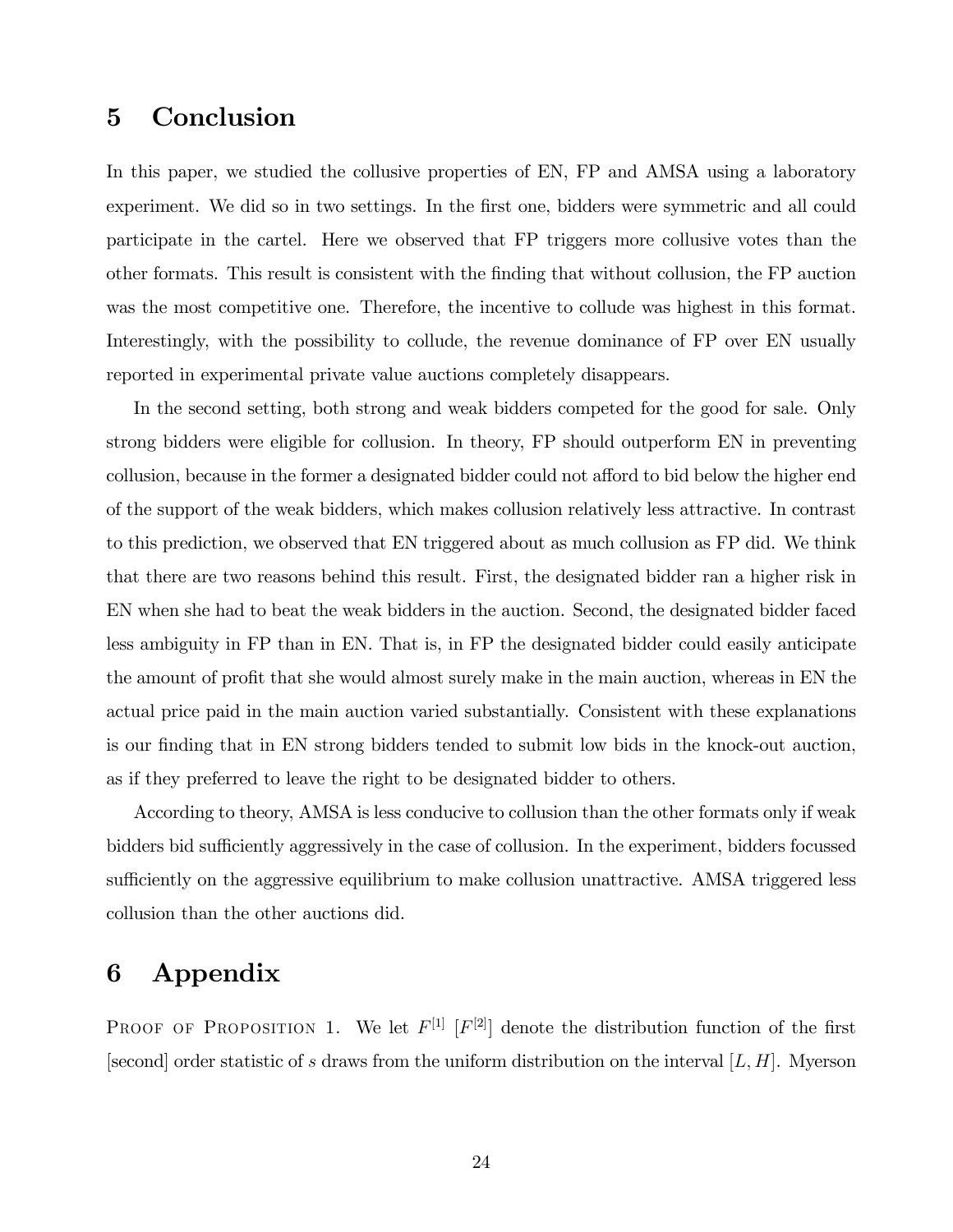# 5 Conclusion

In this paper, we studied the collusive properties of EN, FP and AMSA using a laboratory experiment. We did so in two settings. In the first one, bidders were symmetric and all could participate in the cartel. Here we observed that FP triggers more collusive votes than the other formats. This result is consistent with the finding that without collusion, the FP auction was the most competitive one. Therefore, the incentive to collude was highest in this format. Interestingly, with the possibility to collude, the revenue dominance of FP over EN usually reported in experimental private value auctions completely disappears.

In the second setting, both strong and weak bidders competed for the good for sale. Only strong bidders were eligible for collusion. In theory, FP should outperform EN in preventing collusion, because in the former a designated bidder could not afford to bid below the higher end of the support of the weak bidders, which makes collusion relatively less attractive. In contrast to this prediction, we observed that EN triggered about as much collusion as FP did. We think that there are two reasons behind this result. First, the designated bidder ran a higher risk in EN when she had to beat the weak bidders in the auction. Second, the designated bidder faced less ambiguity in FP than in EN. That is, in FP the designated bidder could easily anticipate the amount of profit that she would almost surely make in the main auction, whereas in EN the actual price paid in the main auction varied substantially. Consistent with these explanations is our finding that in EN strong bidders tended to submit low bids in the knock-out auction, as if they preferred to leave the right to be designated bidder to others.

According to theory, AMSA is less conducive to collusion than the other formats only if weak bidders bid sufficiently aggressively in the case of collusion. In the experiment, bidders focussed sufficiently on the aggressive equilibrium to make collusion unattractive. AMSA triggered less collusion than the other auctions did.

# 6 Appendix

Proof of Proposition 1. We let $F^{[1]}$ $[F^{[2]}]$ denote the distribution function of the first [second] order statistic of $s$ draws from the uniform distribution on the interval $[L, H]$. Myerson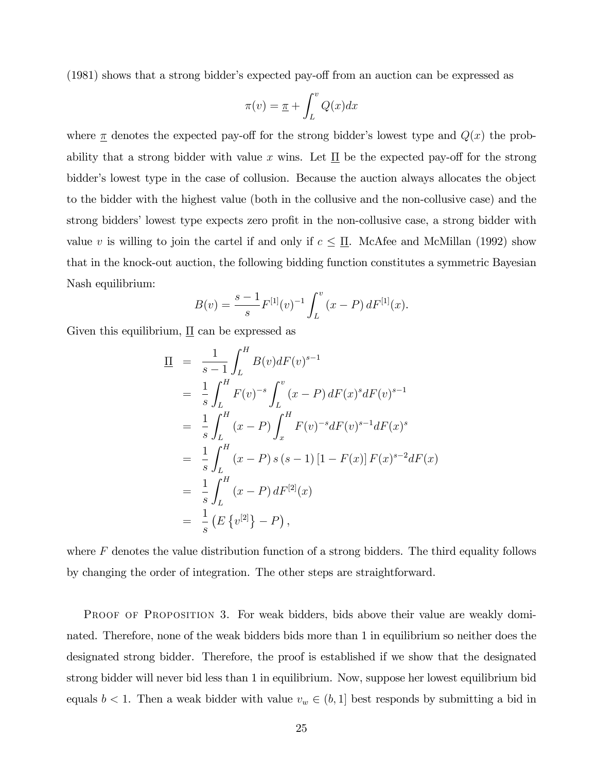(1981) shows that a strong bidder's expected pay-off from an auction can be expressed as

$$\pi(v) = \underline{\pi} + \int_L^v Q(x)dx$$

where $\underline{\pi}$ denotes the expected pay-off for the strong bidder's lowest type and $Q(x)$ the probability that a strong bidder with value $x$ wins. Let $\underline{\Pi}$ be the expected pay-off for the strong bidder's lowest type in the case of collusion. Because the auction always allocates the object to the bidder with the highest value (both in the collusive and the non-collusive case) and the strong bidders' lowest type expects zero profit in the non-collusive case, a strong bidder with value $v$ is willing to join the cartel if and only if $c \leq \underline{\Pi}$. McAfee and McMillan (1992) show that in the knock-out auction, the following bidding function constitutes a symmetric Bayesian Nash equilibrium:

$$B(v) = \frac{s-1}{s} F^{[1]}(v)^{-1} \int_L^v (x - P)\, dF^{[1]}(x).$$

Given this equilibrium, $\underline{\Pi}$ can be expressed as

$$\begin{aligned}
\underline{\Pi} &= \frac{1}{s-1} \int_L^H B(v) dF(v)^{s-1} \\
&= \frac{1}{s} \int_L^H F(v)^{-s} \int_L^v (x - P)\, dF(x)^s dF(v)^{s-1} \\
&= \frac{1}{s} \int_L^H (x - P) \int_x^H F(v)^{-s} dF(v)^{s-1} dF(x)^s \\
&= \frac{1}{s} \int_L^H (x - P)\, s\, (s-1) \left[1 - F(x)\right] F(x)^{s-2} dF(x) \\
&= \frac{1}{s} \int_L^H (x - P)\, dF^{[2]}(x) \\
&= \frac{1}{s} \left( E\left\{v^{[2]}\right\} - P \right),
\end{aligned}$$

where $F$ denotes the value distribution function of a strong bidders. The third equality follows by changing the order of integration. The other steps are straightforward.

Proof of Proposition 3. For weak bidders, bids above their value are weakly dominated. Therefore, none of the weak bidders bids more than 1 in equilibrium so neither does the designated strong bidder. Therefore, the proof is established if we show that the designated strong bidder will never bid less than 1 in equilibrium. Now, suppose her lowest equilibrium bid equals $b < 1$. Then a weak bidder with value $v_w \in (b, 1]$ best responds by submitting a bid in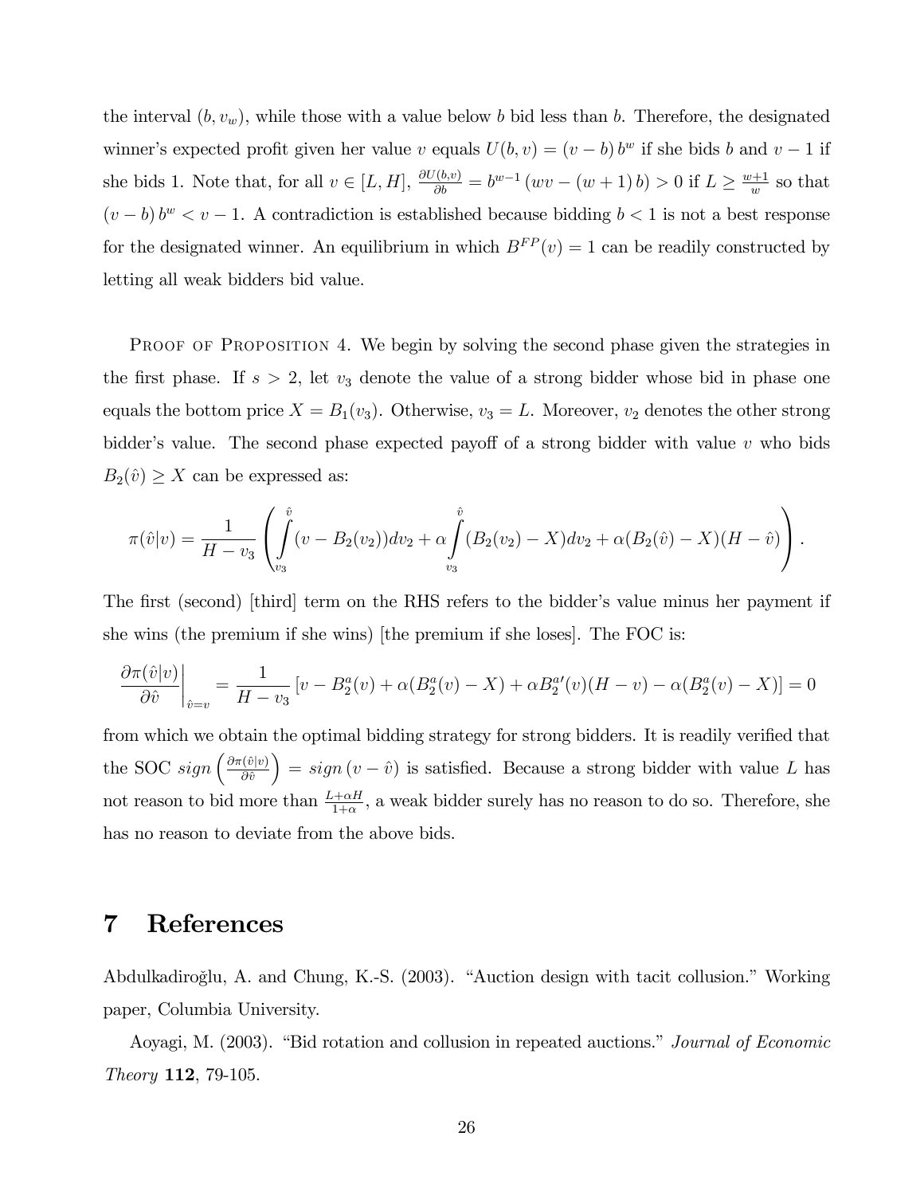the interval $(b, v_w)$, while those with a value below $b$ bid less than $b$. Therefore, the designated winner's expected profit given her value $v$ equals $U(b,v) = (v-b)\, b^w$ if she bids $b$ and $v-1$ if she bids 1. Note that, for all $v \in [L, H]$, $\frac{\partial U(b,v)}{\partial b} = b^{w-1}\,(wv - (w+1)\,b) > 0$ if $L \geq \frac{w+1}{w}$ so that $(v-b)\, b^w < v-1$. A contradiction is established because bidding $b < 1$ is not a best response for the designated winner. An equilibrium in which $B^{FP}(v) = 1$ can be readily constructed by letting all weak bidders bid value.

Proof of Proposition 4. We begin by solving the second phase given the strategies in the first phase. If $s > 2$, let $v_3$ denote the value of a strong bidder whose bid in phase one equals the bottom price $X = B_1(v_3)$. Otherwise, $v_3 = L$. Moreover, $v_2$ denotes the other strong bidder's value. The second phase expected payoff of a strong bidder with value $v$ who bids $B_2(\hat{v}) \geq X$ can be expressed as:

$$\pi(\hat{v}|v) = \frac{1}{H - v_3}\left(\int_{v_3}^{\hat{v}} (v - B_2(v_2))dv_2 + \alpha \int_{v_3}^{\hat{v}} (B_2(v_2) - X)dv_2 + \alpha(B_2(\hat{v}) - X)(H - \hat{v})\right).$$

The first (second) [third] term on the RHS refers to the bidder's value minus her payment if she wins (the premium if she wins) [the premium if she loses]. The FOC is:

$$\left.\frac{\partial \pi(\hat{v}|v)}{\partial \hat{v}}\right|_{\hat{v}=v} = \frac{1}{H - v_3}\left[v - B_2^a(v) + \alpha(B_2^a(v) - X) + \alpha B_2^{a\prime}(v)(H - v) - \alpha(B_2^a(v) - X)\right] = 0$$

from which we obtain the optimal bidding strategy for strong bidders. It is readily verified that the SOC $sign\left(\frac{\partial \pi(\hat{v}|v)}{\partial \hat{v}}\right) = sign\,(v - \hat{v})$ is satisfied. Because a strong bidder with value $L$ has not reason to bid more than $\frac{L+\alpha H}{1+\alpha}$, a weak bidder surely has no reason to do so. Therefore, she has no reason to deviate from the above bids.

# 7 References

Abdulkadiroğlu, A. and Chung, K.-S. (2003). "Auction design with tacit collusion." Working paper, Columbia University.

Aoyagi, M. (2003). "Bid rotation and collusion in repeated auctions." *Journal of Economic Theory* **112**, 79-105.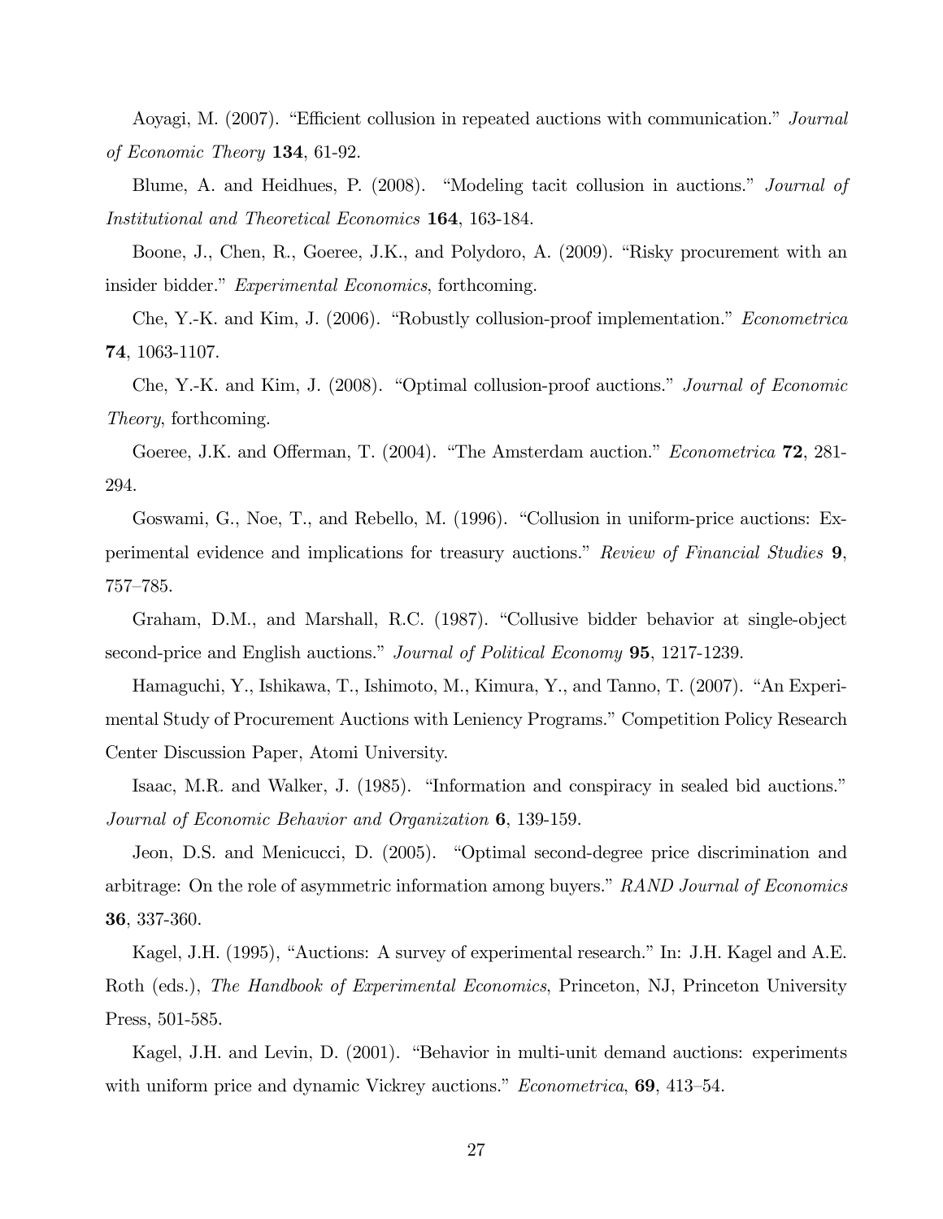Aoyagi, M. (2007). "Efficient collusion in repeated auctions with communication." *Journal of Economic Theory* **134**, 61-92.

Blume, A. and Heidhues, P. (2008). "Modeling tacit collusion in auctions." *Journal of Institutional and Theoretical Economics* **164**, 163-184.

Boone, J., Chen, R., Goeree, J.K., and Polydoro, A. (2009). "Risky procurement with an insider bidder." *Experimental Economics*, forthcoming.

Che, Y.-K. and Kim, J. (2006). "Robustly collusion-proof implementation." *Econometrica* **74**, 1063-1107.

Che, Y.-K. and Kim, J. (2008). "Optimal collusion-proof auctions." *Journal of Economic Theory*, forthcoming.

Goeree, J.K. and Offerman, T. (2004). "The Amsterdam auction." *Econometrica* **72**, 281-294.

Goswami, G., Noe, T., and Rebello, M. (1996). "Collusion in uniform-price auctions: Experimental evidence and implications for treasury auctions." *Review of Financial Studies* **9**, 757–785.

Graham, D.M., and Marshall, R.C. (1987). "Collusive bidder behavior at single-object second-price and English auctions." *Journal of Political Economy* **95**, 1217-1239.

Hamaguchi, Y., Ishikawa, T., Ishimoto, M., Kimura, Y., and Tanno, T. (2007). "An Experimental Study of Procurement Auctions with Leniency Programs." Competition Policy Research Center Discussion Paper, Atomi University.

Isaac, M.R. and Walker, J. (1985). "Information and conspiracy in sealed bid auctions." *Journal of Economic Behavior and Organization* **6**, 139-159.

Jeon, D.S. and Menicucci, D. (2005). "Optimal second-degree price discrimination and arbitrage: On the role of asymmetric information among buyers." *RAND Journal of Economics* **36**, 337-360.

Kagel, J.H. (1995), "Auctions: A survey of experimental research." In: J.H. Kagel and A.E. Roth (eds.), *The Handbook of Experimental Economics*, Princeton, NJ, Princeton University Press, 501-585.

Kagel, J.H. and Levin, D. (2001). "Behavior in multi-unit demand auctions: experiments with uniform price and dynamic Vickrey auctions." *Econometrica*, **69**, 413–54.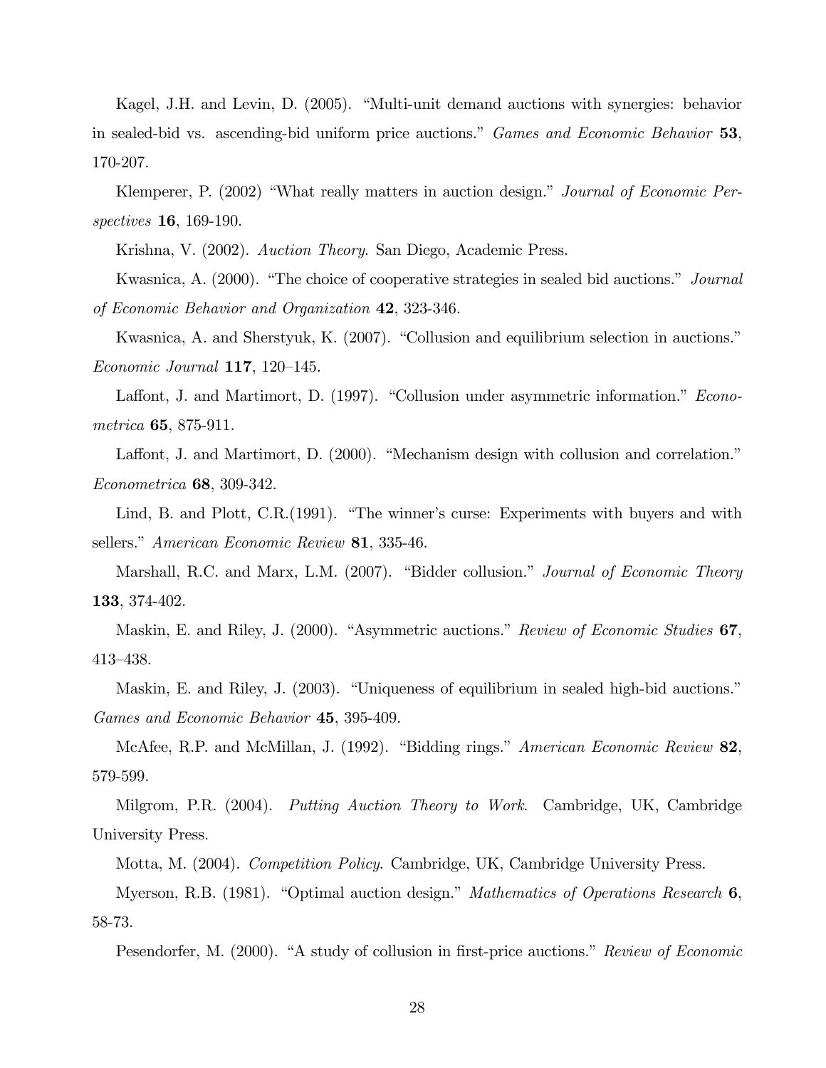Kagel, J.H. and Levin, D. (2005). "Multi-unit demand auctions with synergies: behavior in sealed-bid vs. ascending-bid uniform price auctions." *Games and Economic Behavior* **53**, 170-207.

Klemperer, P. (2002) "What really matters in auction design." *Journal of Economic Perspectives* **16**, 169-190.

Krishna, V. (2002). *Auction Theory*. San Diego, Academic Press.

Kwasnica, A. (2000). "The choice of cooperative strategies in sealed bid auctions." *Journal of Economic Behavior and Organization* **42**, 323-346.

Kwasnica, A. and Sherstyuk, K. (2007). "Collusion and equilibrium selection in auctions." *Economic Journal* **117**, 120–145.

Laffont, J. and Martimort, D. (1997). "Collusion under asymmetric information." *Econometrica* **65**, 875-911.

Laffont, J. and Martimort, D. (2000). "Mechanism design with collusion and correlation." *Econometrica* **68**, 309-342.

Lind, B. and Plott, C.R.(1991). "The winner's curse: Experiments with buyers and with sellers." *American Economic Review* **81**, 335-46.

Marshall, R.C. and Marx, L.M. (2007). "Bidder collusion." *Journal of Economic Theory* **133**, 374-402.

Maskin, E. and Riley, J. (2000). "Asymmetric auctions." *Review of Economic Studies* **67**, 413–438.

Maskin, E. and Riley, J. (2003). "Uniqueness of equilibrium in sealed high-bid auctions." *Games and Economic Behavior* **45**, 395-409.

McAfee, R.P. and McMillan, J. (1992). "Bidding rings." *American Economic Review* **82**, 579-599.

Milgrom, P.R. (2004). *Putting Auction Theory to Work*. Cambridge, UK, Cambridge University Press.

Motta, M. (2004). *Competition Policy*. Cambridge, UK, Cambridge University Press.

Myerson, R.B. (1981). "Optimal auction design." *Mathematics of Operations Research* **6**, 58-73.

Pesendorfer, M. (2000). "A study of collusion in first-price auctions." *Review of Economic*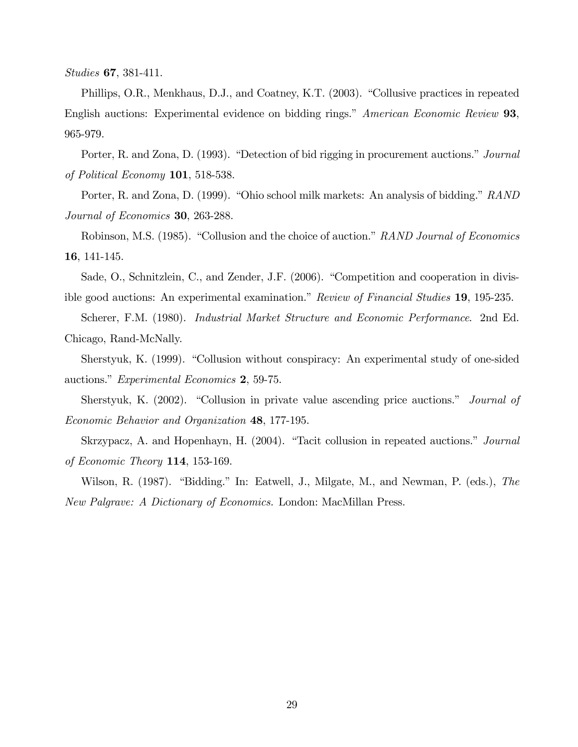*Studies* **67**, 381-411.

Phillips, O.R., Menkhaus, D.J., and Coatney, K.T. (2003). "Collusive practices in repeated English auctions: Experimental evidence on bidding rings." *American Economic Review* **93**, 965-979.

Porter, R. and Zona, D. (1993). "Detection of bid rigging in procurement auctions." *Journal of Political Economy* **101**, 518-538.

Porter, R. and Zona, D. (1999). "Ohio school milk markets: An analysis of bidding." *RAND Journal of Economics* **30**, 263-288.

Robinson, M.S. (1985). "Collusion and the choice of auction." *RAND Journal of Economics* **16**, 141-145.

Sade, O., Schnitzlein, C., and Zender, J.F. (2006). "Competition and cooperation in divisible good auctions: An experimental examination." *Review of Financial Studies* **19**, 195-235.

Scherer, F.M. (1980). *Industrial Market Structure and Economic Performance*. 2nd Ed. Chicago, Rand-McNally.

Sherstyuk, K. (1999). "Collusion without conspiracy: An experimental study of one-sided auctions." *Experimental Economics* **2**, 59-75.

Sherstyuk, K. (2002). "Collusion in private value ascending price auctions." *Journal of Economic Behavior and Organization* **48**, 177-195.

Skrzypacz, A. and Hopenhayn, H. (2004). "Tacit collusion in repeated auctions." *Journal of Economic Theory* **114**, 153-169.

Wilson, R. (1987). "Bidding." In: Eatwell, J., Milgate, M., and Newman, P. (eds.), *The New Palgrave: A Dictionary of Economics.* London: MacMillan Press.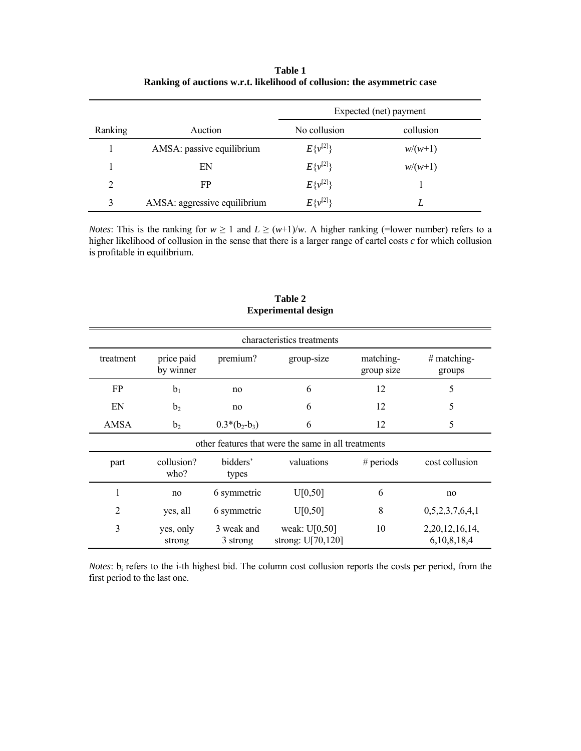**Table 1**
**Ranking of auctions w.r.t. likelihood of collusion: the asymmetric case**

| Ranking | Auction | Expected (net) payment: No collusion | Expected (net) payment: collusion |
|---|---|---|---|
| 1 | AMSA: passive equilibrium | $E\{v^{[2]}\}$ | $w/(w+1)$ |
| 1 | EN | $E\{v^{[2]}\}$ | $w/(w+1)$ |
| 2 | FP | $E\{v^{[2]}\}$ | 1 |
| 3 | AMSA: aggressive equilibrium | $E\{v^{[2]}\}$ | $L$ |

*Notes*: This is the ranking for $w \geq 1$ and $L \geq (w+1)/w$. A higher ranking (=lower number) refers to a higher likelihood of collusion in the sense that there is a larger range of cartel costs *c* for which collusion is profitable in equilibrium.

**Table 2**
**Experimental design**

| characteristics treatments | | | | | |
|---|---|---|---|---|---|
| treatment | price paid by winner | premium? | group-size | matching-group size | # matching-groups |
| FP | $b_1$ | no | 6 | 12 | 5 |
| EN | $b_2$ | no | 6 | 12 | 5 |
| AMSA | $b_2$ | $0.3*(b_2-b_3)$ | 6 | 12 | 5 |
| **other features that were the same in all treatments** | | | | | |
| part | collusion? who? | bidders' types | valuations | # periods | cost collusion |
| 1 | no | 6 symmetric | U[0,50] | 6 | no |
| 2 | yes, all | 6 symmetric | U[0,50] | 8 | 0,5,2,3,7,6,4,1 |
| 3 | yes, only strong | 3 weak and 3 strong | weak: U[0,50] strong: U[70,120] | 10 | 2,20,12,16,14, 6,10,8,18,4 |

*Notes*: $b_i$ refers to the i-th highest bid. The column cost collusion reports the costs per period, from the first period to the last one.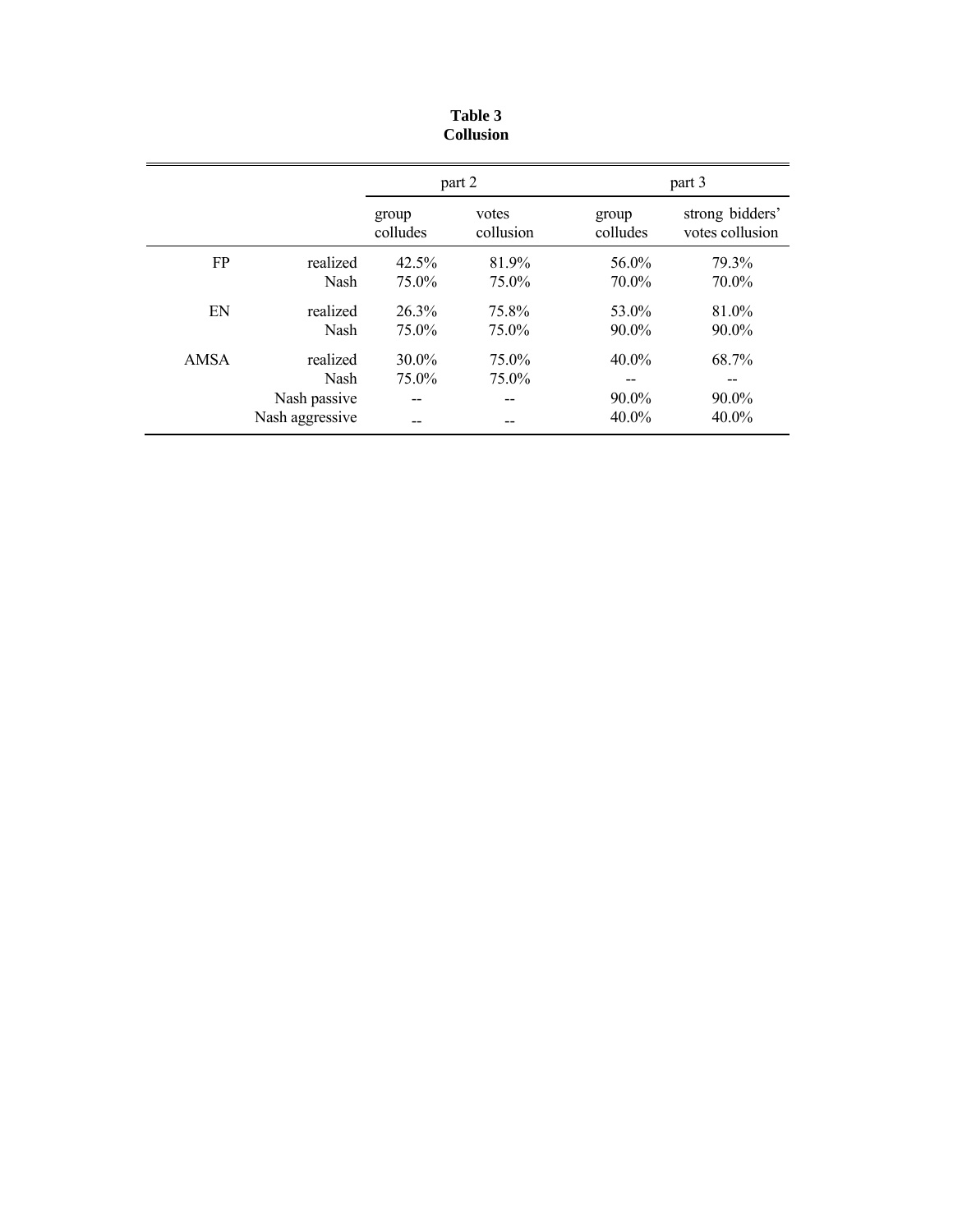**Table 3**
**Collusion**

| | | part 2 | | part 3 | |
|---|---|---|---|---|---|
| | | group colludes | votes collusion | group colludes | strong bidders' votes collusion |
| FP | realized | 42.5% | 81.9% | 56.0% | 79.3% |
| | Nash | 75.0% | 75.0% | 70.0% | 70.0% |
| EN | realized | 26.3% | 75.8% | 53.0% | 81.0% |
| | Nash | 75.0% | 75.0% | 90.0% | 90.0% |
| AMSA | realized | 30.0% | 75.0% | 40.0% | 68.7% |
| | Nash | 75.0% | 75.0% | -- | -- |
| | Nash passive | -- | -- | 90.0% | 90.0% |
| | Nash aggressive | -- | -- | 40.0% | 40.0% |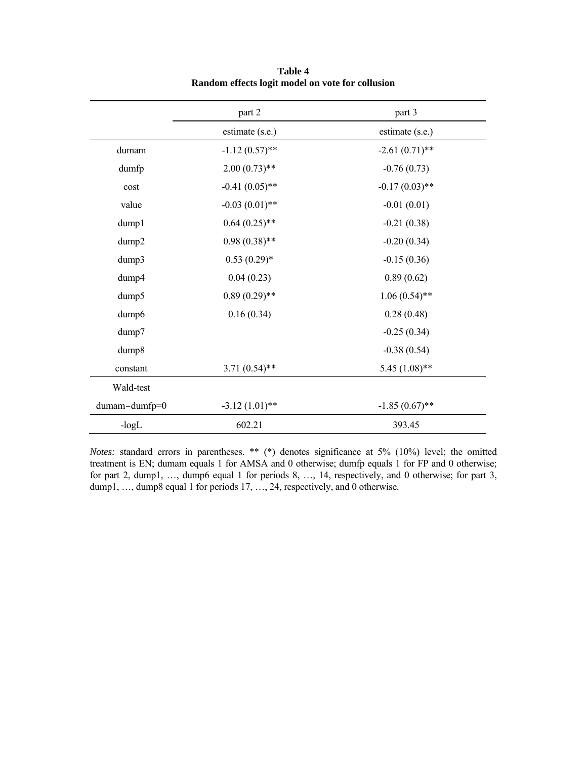**Table 4**
**Random effects logit model on vote for collusion**

| | part 2 | part 3 |
|---|---|---|
| | estimate (s.e.) | estimate (s.e.) |
| dumam | -1.12 (0.57)** | -2.61 (0.71)** |
| dumfp | 2.00 (0.73)** | -0.76 (0.73) |
| cost | -0.41 (0.05)** | -0.17 (0.03)** |
| value | -0.03 (0.01)** | -0.01 (0.01) |
| dump1 | 0.64 (0.25)** | -0.21 (0.38) |
| dump2 | 0.98 (0.38)** | -0.20 (0.34) |
| dump3 | 0.53 (0.29)* | -0.15 (0.36) |
| dump4 | 0.04 (0.23) | 0.89 (0.62) |
| dump5 | 0.89 (0.29)** | 1.06 (0.54)** |
| dump6 | 0.16 (0.34) | 0.28 (0.48) |
| dump7 | | -0.25 (0.34) |
| dump8 | | -0.38 (0.54) |
| constant | 3.71 (0.54)** | 5.45 (1.08)** |
| Wald-test | | |
| dumam−dumfp=0 | -3.12 (1.01)** | -1.85 (0.67)** |
| -logL | 602.21 | 393.45 |

*Notes:* standard errors in parentheses. ** (*) denotes significance at 5% (10%) level; the omitted treatment is EN; dumam equals 1 for AMSA and 0 otherwise; dumfp equals 1 for FP and 0 otherwise; for part 2, dump1, …, dump6 equal 1 for periods 8, …, 14, respectively, and 0 otherwise; for part 3, dump1, …, dump8 equal 1 for periods 17, …, 24, respectively, and 0 otherwise.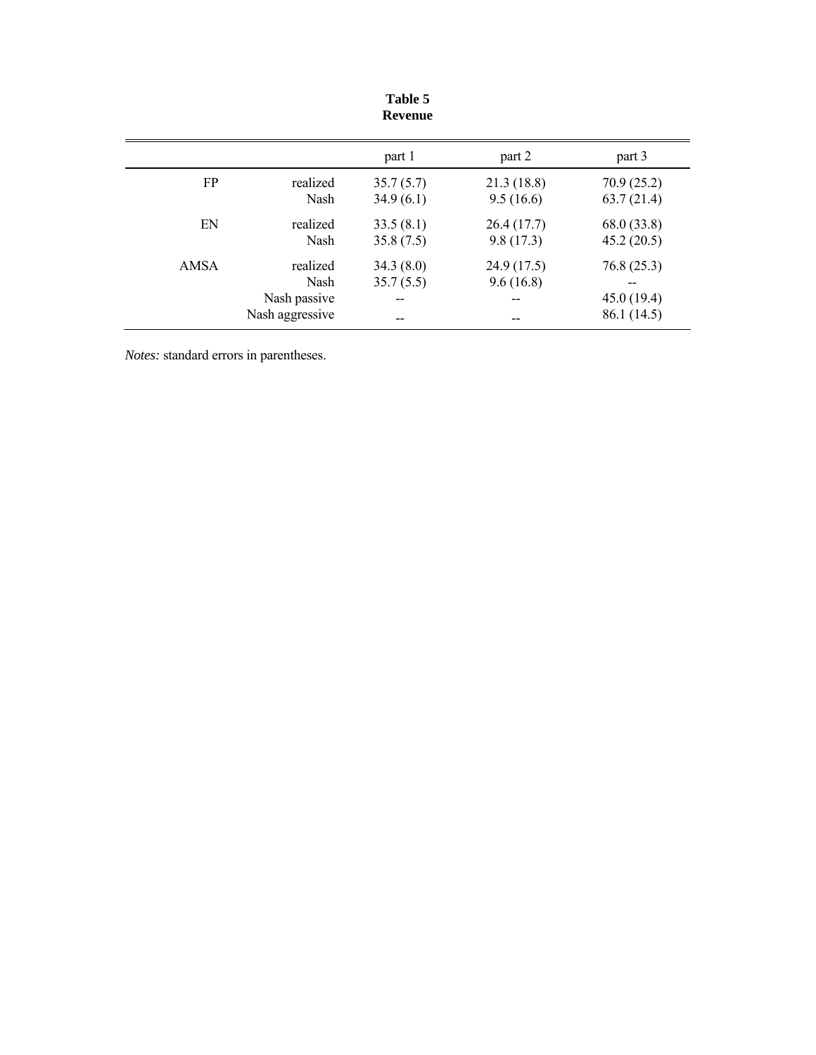**Table 5**
**Revenue**

| | | part 1 | part 2 | part 3 |
|---|---|---|---|---|
| FP | realized | 35.7 (5.7) | 21.3 (18.8) | 70.9 (25.2) |
| | Nash | 34.9 (6.1) | 9.5 (16.6) | 63.7 (21.4) |
| EN | realized | 33.5 (8.1) | 26.4 (17.7) | 68.0 (33.8) |
| | Nash | 35.8 (7.5) | 9.8 (17.3) | 45.2 (20.5) |
| AMSA | realized | 34.3 (8.0) | 24.9 (17.5) | 76.8 (25.3) |
| | Nash | 35.7 (5.5) | 9.6 (16.8) | -- |
| | Nash passive | -- | -- | 45.0 (19.4) |
| | Nash aggressive | -- | -- | 86.1 (14.5) |

*Notes:* standard errors in parentheses.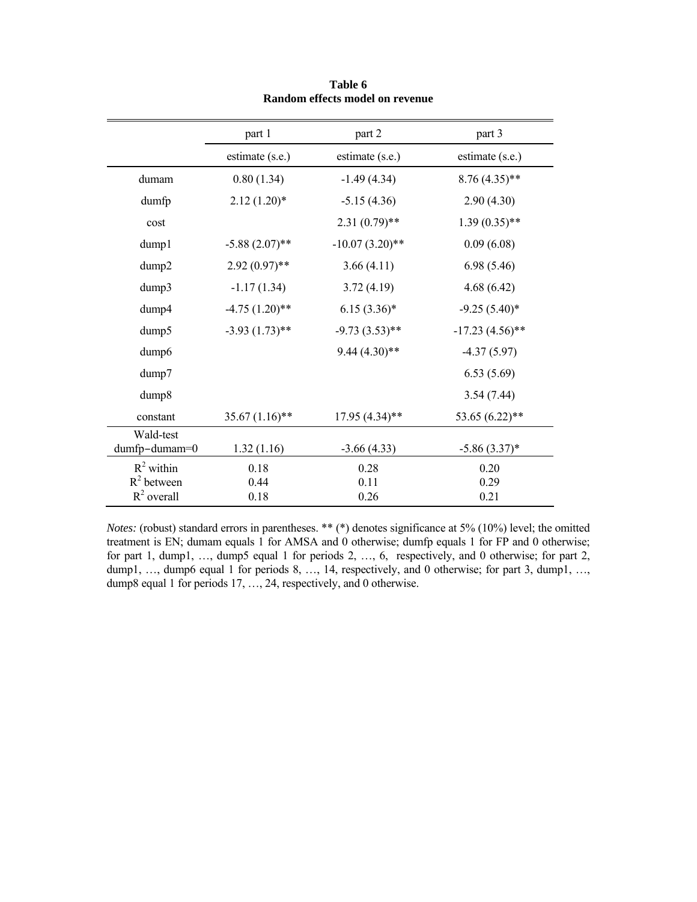**Table 6**
**Random effects model on revenue**

| | part 1 | part 2 | part 3 |
|---|---|---|---|
| | estimate (s.e.) | estimate (s.e.) | estimate (s.e.) |
| dumam | 0.80 (1.34) | -1.49 (4.34) | 8.76 (4.35)** |
| dumfp | 2.12 (1.20)* | -5.15 (4.36) | 2.90 (4.30) |
| cost | | 2.31 (0.79)** | 1.39 (0.35)** |
| dump1 | -5.88 (2.07)** | -10.07 (3.20)** | 0.09 (6.08) |
| dump2 | 2.92 (0.97)** | 3.66 (4.11) | 6.98 (5.46) |
| dump3 | -1.17 (1.34) | 3.72 (4.19) | 4.68 (6.42) |
| dump4 | -4.75 (1.20)** | 6.15 (3.36)* | -9.25 (5.40)* |
| dump5 | -3.93 (1.73)** | -9.73 (3.53)** | -17.23 (4.56)** |
| dump6 | | 9.44 (4.30)** | -4.37 (5.97) |
| dump7 | | | 6.53 (5.69) |
| dump8 | | | 3.54 (7.44) |
| constant | 35.67 (1.16)** | 17.95 (4.34)** | 53.65 (6.22)** |
| Wald-test dumfp−dumam=0 | 1.32 (1.16) | -3.66 (4.33) | -5.86 (3.37)* |
| $R^2$ within | 0.18 | 0.28 | 0.20 |
| $R^2$ between | 0.44 | 0.11 | 0.29 |
| $R^2$ overall | 0.18 | 0.26 | 0.21 |

*Notes:* (robust) standard errors in parentheses. ** (*) denotes significance at 5% (10%) level; the omitted treatment is EN; dumam equals 1 for AMSA and 0 otherwise; dumfp equals 1 for FP and 0 otherwise; for part 1, dump1, …, dump5 equal 1 for periods 2, …, 6, respectively, and 0 otherwise; for part 2, dump1, …, dump6 equal 1 for periods 8, …, 14, respectively, and 0 otherwise; for part 3, dump1, …, dump8 equal 1 for periods 17, …, 24, respectively, and 0 otherwise.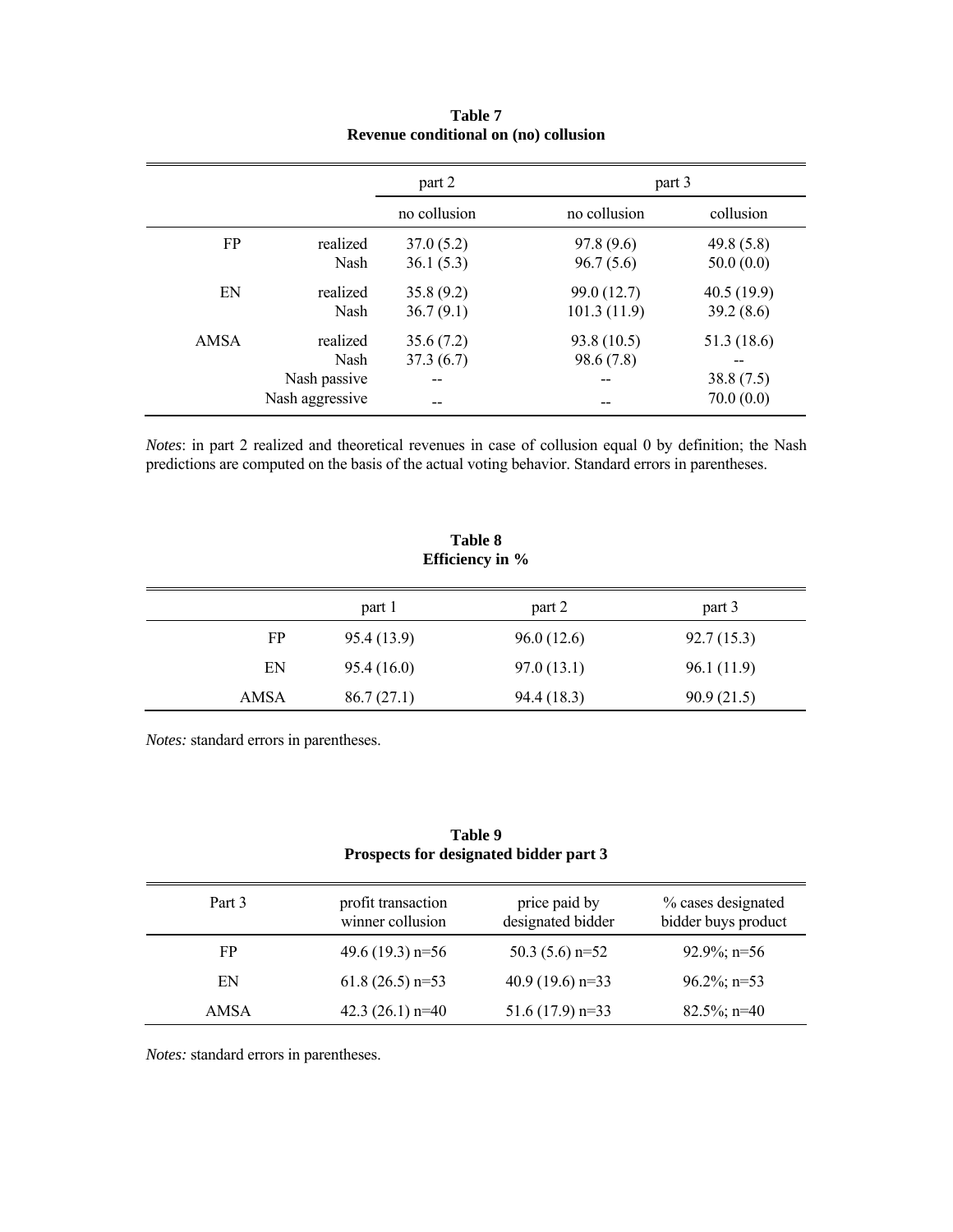**Table 7**
**Revenue conditional on (no) collusion**

| | | part 2 | part 3 | |
|---|---|---|---|---|
| | | no collusion | no collusion | collusion |
| FP | realized | 37.0 (5.2) | 97.8 (9.6) | 49.8 (5.8) |
| | Nash | 36.1 (5.3) | 96.7 (5.6) | 50.0 (0.0) |
| EN | realized | 35.8 (9.2) | 99.0 (12.7) | 40.5 (19.9) |
| | Nash | 36.7 (9.1) | 101.3 (11.9) | 39.2 (8.6) |
| AMSA | realized | 35.6 (7.2) | 93.8 (10.5) | 51.3 (18.6) |
| | Nash | 37.3 (6.7) | 98.6 (7.8) | -- |
| | Nash passive | -- | -- | 38.8 (7.5) |
| | Nash aggressive | -- | -- | 70.0 (0.0) |

*Notes*: in part 2 realized and theoretical revenues in case of collusion equal 0 by definition; the Nash predictions are computed on the basis of the actual voting behavior. Standard errors in parentheses.

**Table 8**
**Efficiency in %**

| | part 1 | part 2 | part 3 |
|---|---|---|---|
| FP | 95.4 (13.9) | 96.0 (12.6) | 92.7 (15.3) |
| EN | 95.4 (16.0) | 97.0 (13.1) | 96.1 (11.9) |
| AMSA | 86.7 (27.1) | 94.4 (18.3) | 90.9 (21.5) |

*Notes:* standard errors in parentheses.

**Table 9**
**Prospects for designated bidder part 3**

| Part 3 | profit transaction winner collusion | price paid by designated bidder | % cases designated bidder buys product |
|---|---|---|---|
| FP | 49.6 (19.3) n=56 | 50.3 (5.6) n=52 | 92.9%; n=56 |
| EN | 61.8 (26.5) n=53 | 40.9 (19.6) n=33 | 96.2%; n=53 |
| AMSA | 42.3 (26.1) n=40 | 51.6 (17.9) n=33 | 82.5%; n=40 |

*Notes:* standard errors in parentheses.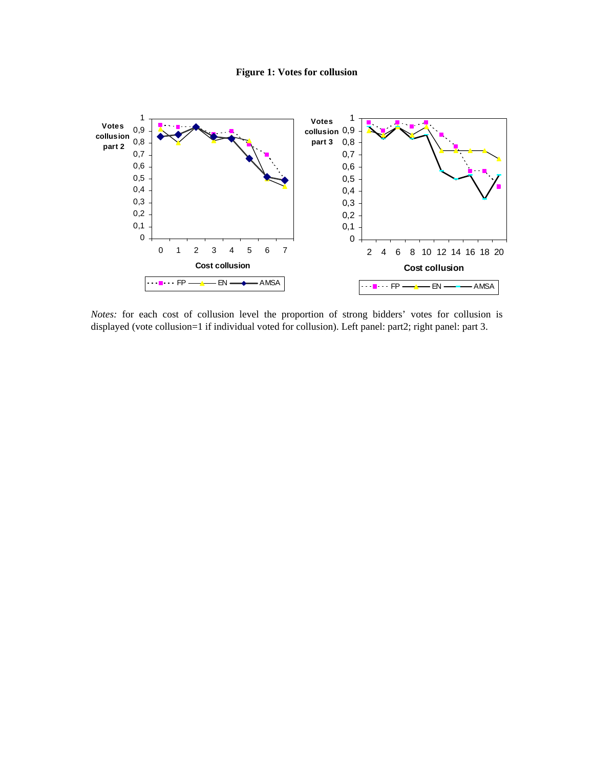**Figure 1: Votes for collusion**

*Notes:* for each cost of collusion level the proportion of strong bidders' votes for collusion is displayed (vote collusion=1 if individual voted for collusion). Left panel: part2; right panel: part 3.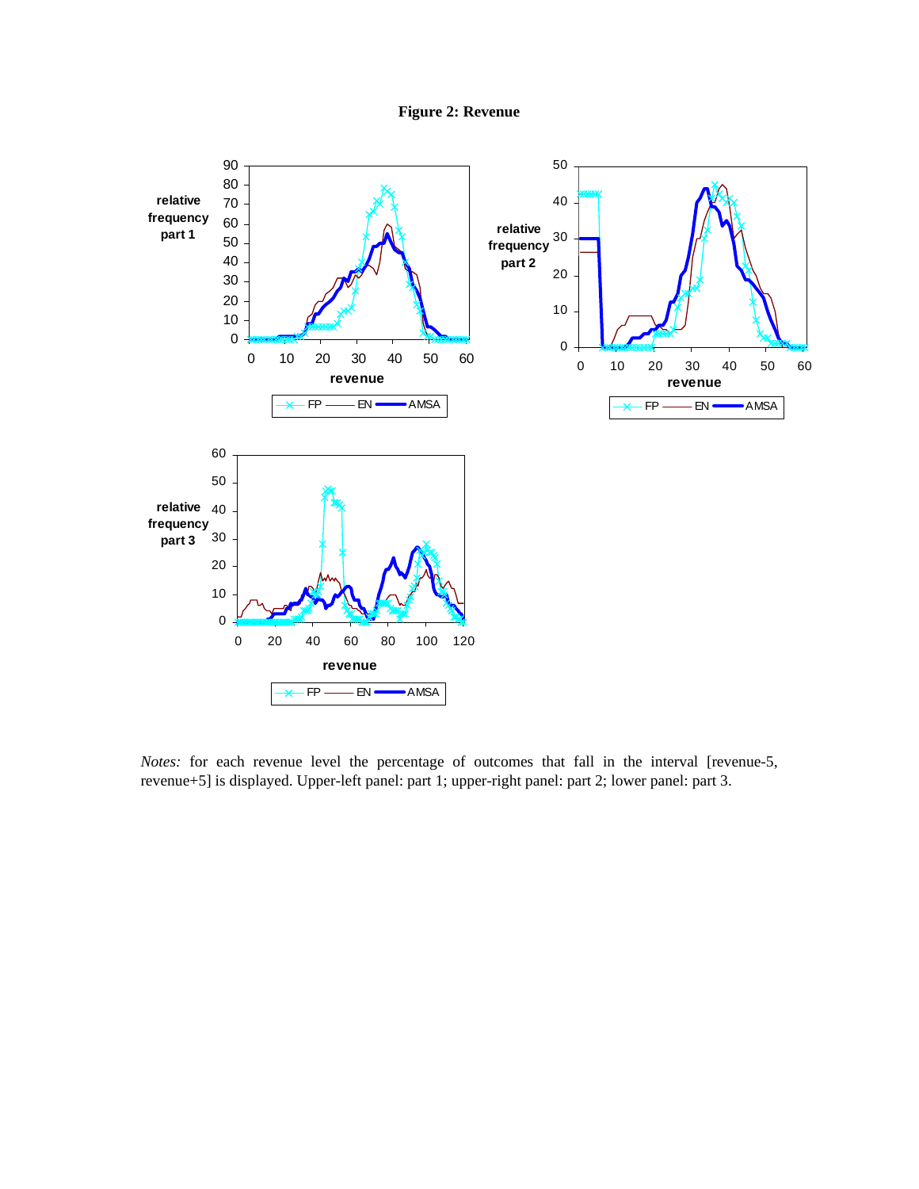**Figure 2: Revenue**

*Notes:* for each revenue level the percentage of outcomes that fall in the interval [revenue-5, revenue+5] is displayed. Upper-left panel: part 1; upper-right panel: part 2; lower panel: part 3.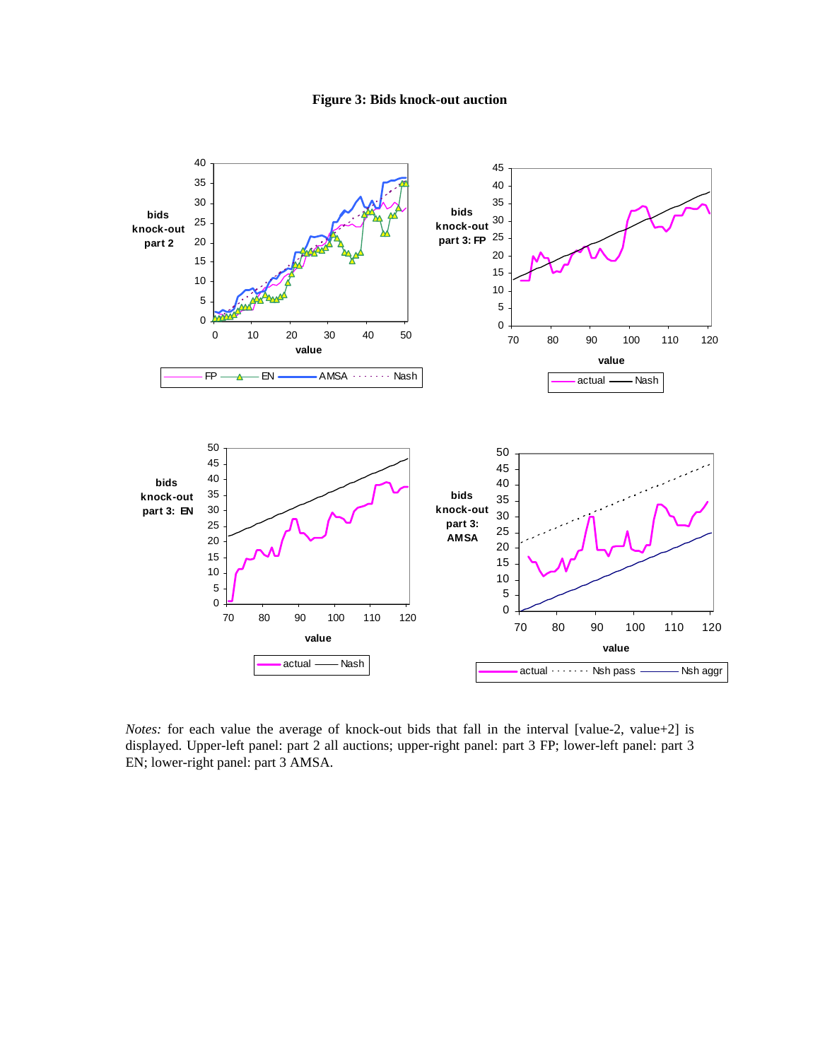**Figure 3: Bids knock-out auction**

*Notes:* for each value the average of knock-out bids that fall in the interval [value-2, value+2] is displayed. Upper-left panel: part 2 all auctions; upper-right panel: part 3 FP; lower-left panel: part 3 EN; lower-right panel: part 3 AMSA.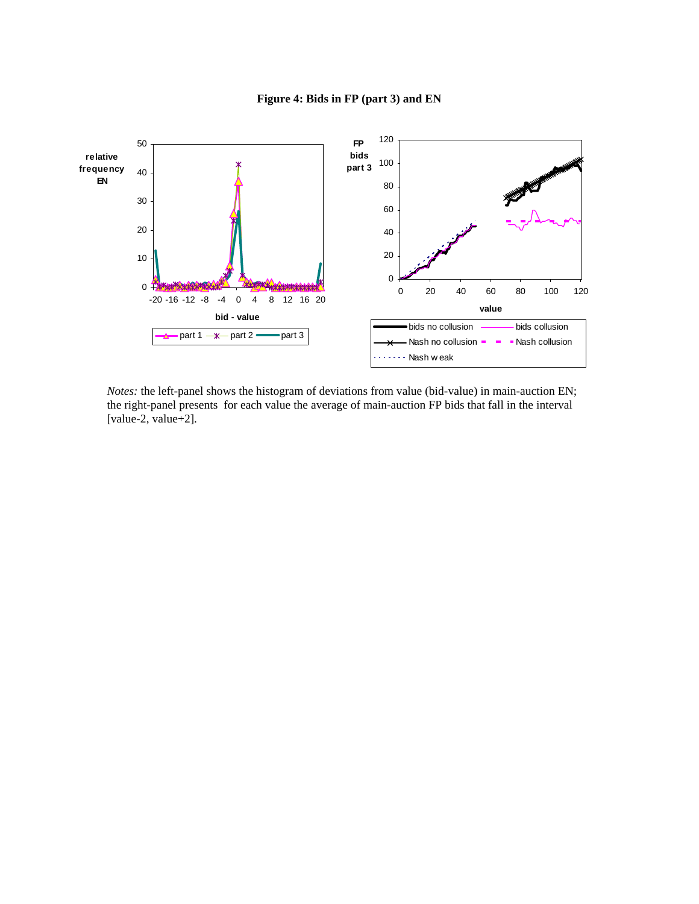**Figure 4: Bids in FP (part 3) and EN**

*Notes:* the left-panel shows the histogram of deviations from value (bid-value) in main-auction EN; the right-panel presents for each value the average of main-auction FP bids that fall in the interval [value-2, value+2].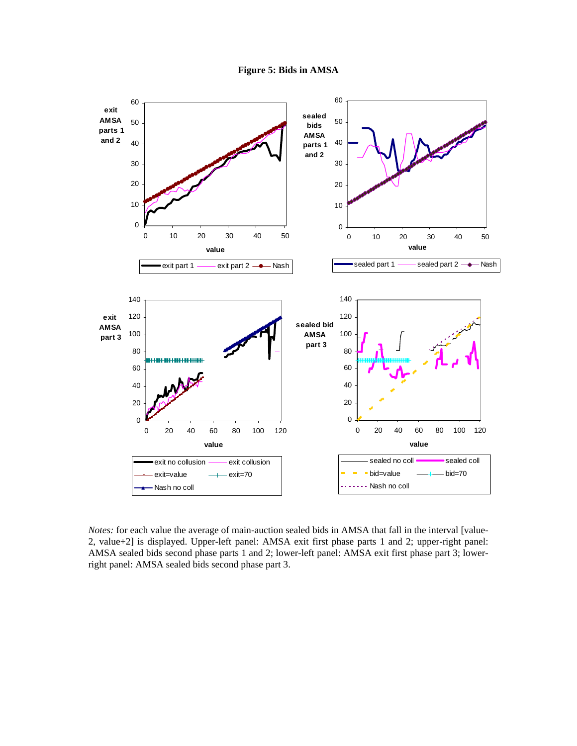**Figure 5: Bids in AMSA**

*Notes:* for each value the average of main-auction sealed bids in AMSA that fall in the interval [value-2, value+2] is displayed. Upper-left panel: AMSA exit first phase parts 1 and 2; upper-right panel: AMSA sealed bids second phase parts 1 and 2; lower-left panel: AMSA exit first phase part 3; lower-right panel: AMSA sealed bids second phase part 3.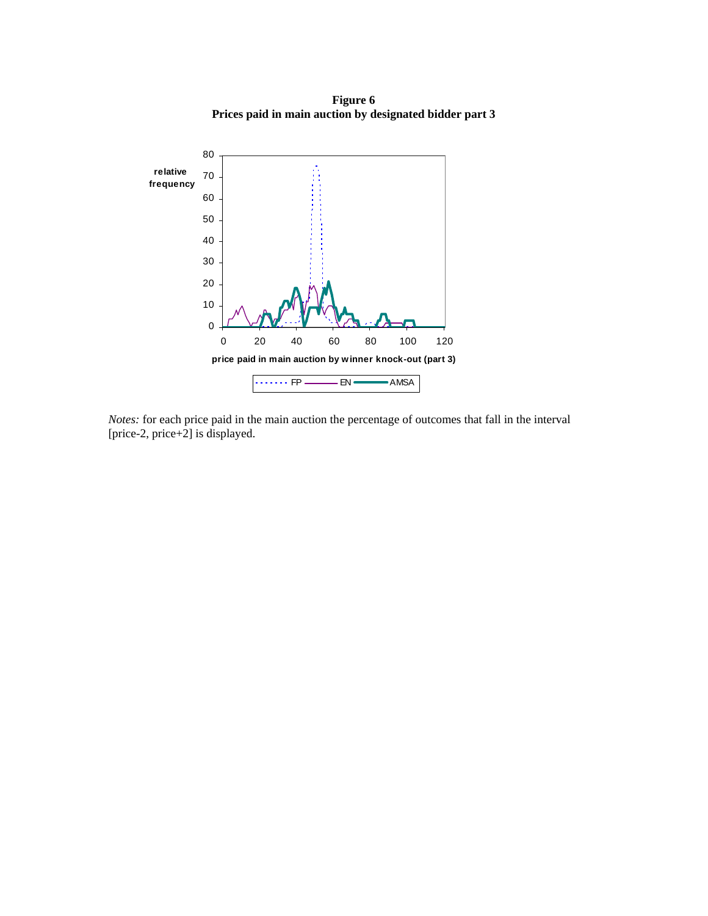**Figure 6**
**Prices paid in main auction by designated bidder part 3**

relative frequency

80
70
60
50
40
30
20
10
0

0 20 40 60 80 100 120

price paid in main auction by winner knock-out (part 3)

FP EN AMSA

*Notes:* for each price paid in the main auction the percentage of outcomes that fall in the interval [price-2, price+2] is displayed.